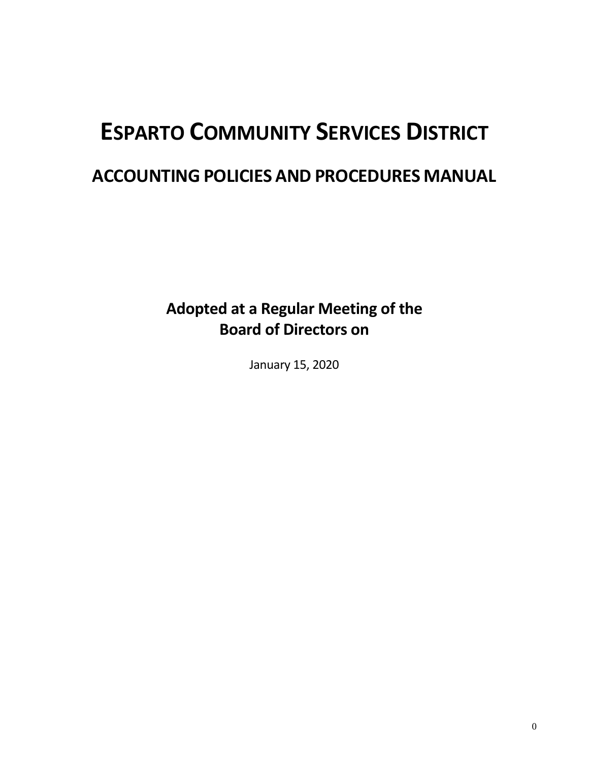# ESPARTO COMMUNITY SERVICES DISTRICT

## ACCOUNTING POLICIES AND PROCEDURES MANUAL

**Adopted at a Regular Meeting of the Board of Directors on**

January 15, 2020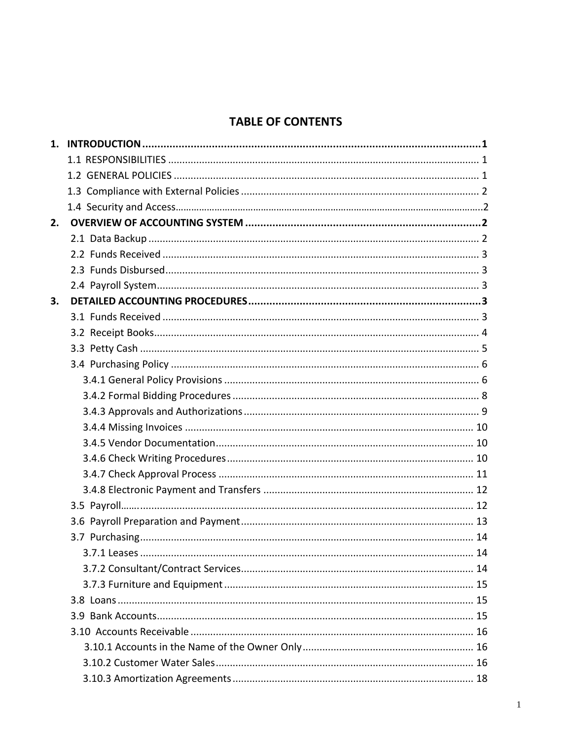# TABLE OF CONTENTS

**1. INTRODUCTION .................................................................................................... 1**

1.1 RESPONSIBILITIES .................................................................................................... 1

1.2 GENERAL POLICIES .................................................................................................... 1

1.3 Compliance with External Policies .................................................................................... 2

1.4 Security and Access .................................................................................................... 2

**2. OVERVIEW OF ACCOUNTING SYSTEM .................................................................................... 2**

2.1 Data Backup .................................................................................................... 2

2.2 Funds Received .................................................................................................... 3

2.3 Funds Disbursed .................................................................................................... 3

2.4 Payroll System .................................................................................................... 3

**3. DETAILED ACCOUNTING PROCEDURES .................................................................................... 3**

3.1 Funds Received .................................................................................................... 3

3.2 Receipt Books .................................................................................................... 4

3.3 Petty Cash .................................................................................................... 5

3.4 Purchasing Policy .................................................................................................... 6

3.4.1 General Policy Provisions .................................................................................................... 6

3.4.2 Formal Bidding Procedures .................................................................................................... 8

3.4.3 Approvals and Authorizations .................................................................................................... 9

3.4.4 Missing Invoices .................................................................................................... 10

3.4.5 Vendor Documentation .................................................................................................... 10

3.4.6 Check Writing Procedures .................................................................................................... 10

3.4.7 Check Approval Process .................................................................................................... 11

3.4.8 Electronic Payment and Transfers .................................................................................................... 12

3.5 Payroll .................................................................................................... 12

3.6 Payroll Preparation and Payment .................................................................................................... 13

3.7 Purchasing .................................................................................................... 14

3.7.1 Leases .................................................................................................... 14

3.7.2 Consultant/Contract Services .................................................................................................... 14

3.7.3 Furniture and Equipment .................................................................................................... 15

3.8 Loans .................................................................................................... 15

3.9 Bank Accounts .................................................................................................... 15

3.10 Accounts Receivable .................................................................................................... 16

3.10.1 Accounts in the Name of the Owner Only .................................................................................................... 16

3.10.2 Customer Water Sales .................................................................................................... 16

3.10.3 Amortization Agreements .................................................................................................... 18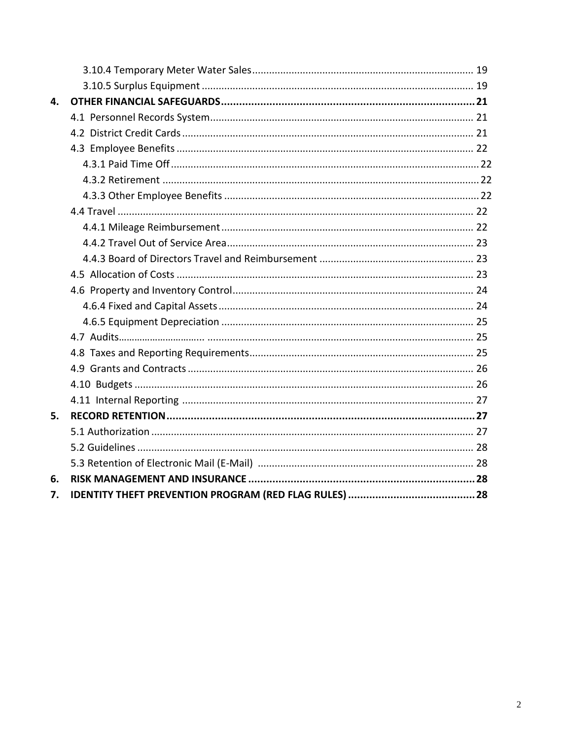3.10.4 Temporary Meter Water Sales .............................................................................. 19
3.10.5 Surplus Equipment ................................................................................................ 19

**4. OTHER FINANCIAL SAFEGUARDS ..................................................................................... 21**

4.1 Personnel Records System ............................................................................................ 21
4.2 District Credit Cards ....................................................................................................... 21
4.3 Employee Benefits ......................................................................................................... 22
4.3.1 Paid Time Off ............................................................................................................ 22
4.3.2 Retirement ............................................................................................................... 22
4.3.3 Other Employee Benefits .......................................................................................... 22
4.4 Travel .............................................................................................................................. 22
4.4.1 Mileage Reimbursement ......................................................................................... 22
4.4.2 Travel Out of Service Area ....................................................................................... 23
4.4.3 Board of Directors Travel and Reimbursement ....................................................... 23
4.5 Allocation of Costs ......................................................................................................... 23
4.6 Property and Inventory Control ..................................................................................... 24
4.6.4 Fixed and Capital Assets .......................................................................................... 24
4.6.5 Equipment Depreciation ......................................................................................... 25
4.7 Audits................................ .............................................................................................. 25
4.8 Taxes and Reporting Requirements ............................................................................... 25
4.9 Grants and Contracts ..................................................................................................... 26
4.10 Budgets ........................................................................................................................ 26
4.11 Internal Reporting ....................................................................................................... 27

**5. RECORD RETENTION ........................................................................................................ 27**

5.1 Authorization .................................................................................................................. 27
5.2 Guidelines ....................................................................................................................... 28
5.3 Retention of Electronic Mail (E-Mail) ............................................................................ 28

**6. RISK MANAGEMENT AND INSURANCE ............................................................................ 28**

**7. IDENTITY THEFT PREVENTION PROGRAM (RED FLAG RULES) ........................................... 28**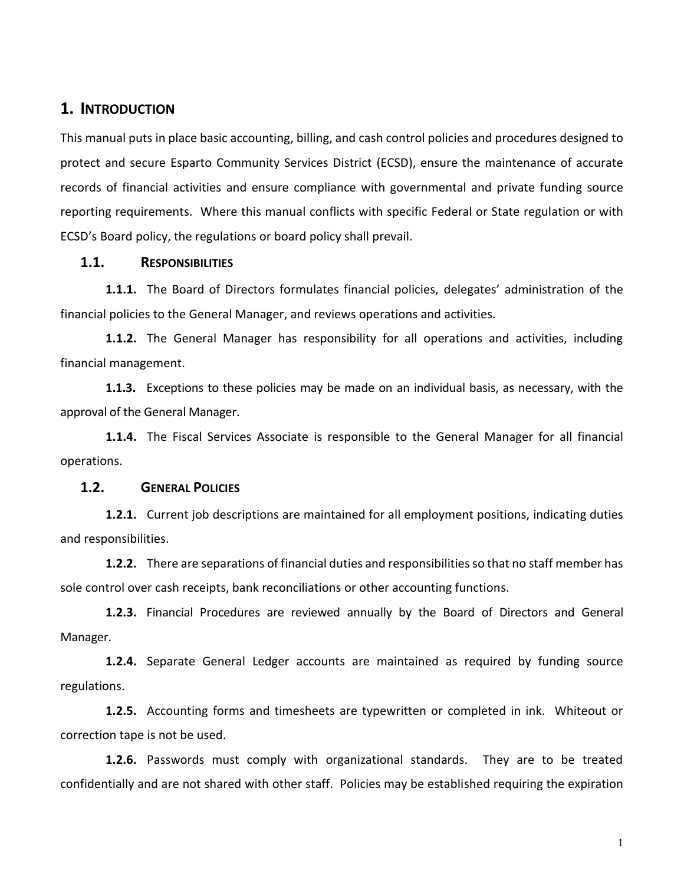# 1. INTRODUCTION

This manual puts in place basic accounting, billing, and cash control policies and procedures designed to protect and secure Esparto Community Services District (ECSD), ensure the maintenance of accurate records of financial activities and ensure compliance with governmental and private funding source reporting requirements. Where this manual conflicts with specific Federal or State regulation or with ECSD's Board policy, the regulations or board policy shall prevail.

## 1.1. RESPONSIBILITIES

**1.1.1.** The Board of Directors formulates financial policies, delegates' administration of the financial policies to the General Manager, and reviews operations and activities.

**1.1.2.** The General Manager has responsibility for all operations and activities, including financial management.

**1.1.3.** Exceptions to these policies may be made on an individual basis, as necessary, with the approval of the General Manager.

**1.1.4.** The Fiscal Services Associate is responsible to the General Manager for all financial operations.

## 1.2. GENERAL POLICIES

**1.2.1.** Current job descriptions are maintained for all employment positions, indicating duties and responsibilities.

**1.2.2.** There are separations of financial duties and responsibilities so that no staff member has sole control over cash receipts, bank reconciliations or other accounting functions.

**1.2.3.** Financial Procedures are reviewed annually by the Board of Directors and General Manager.

**1.2.4.** Separate General Ledger accounts are maintained as required by funding source regulations.

**1.2.5.** Accounting forms and timesheets are typewritten or completed in ink. Whiteout or correction tape is not be used.

**1.2.6.** Passwords must comply with organizational standards. They are to be treated confidentially and are not shared with other staff. Policies may be established requiring the expiration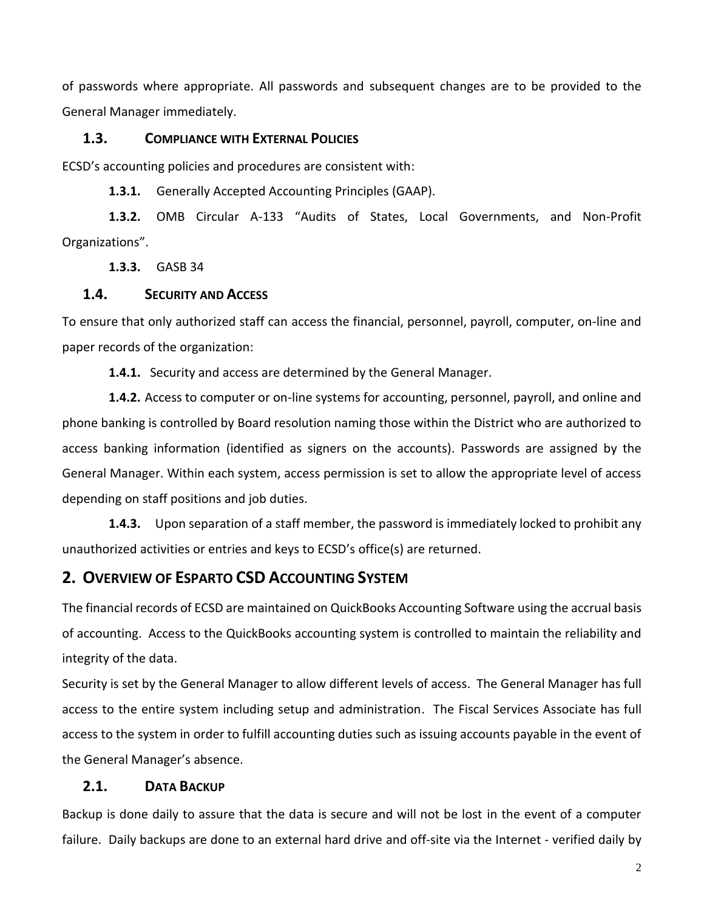of passwords where appropriate. All passwords and subsequent changes are to be provided to the General Manager immediately.

### 1.3. Compliance with External Policies

ECSD's accounting policies and procedures are consistent with:

**1.3.1.** Generally Accepted Accounting Principles (GAAP).

**1.3.2.** OMB Circular A-133 "Audits of States, Local Governments, and Non-Profit Organizations".

**1.3.3.** GASB 34

### 1.4. Security and Access

To ensure that only authorized staff can access the financial, personnel, payroll, computer, on-line and paper records of the organization:

**1.4.1.** Security and access are determined by the General Manager.

**1.4.2.** Access to computer or on-line systems for accounting, personnel, payroll, and online and phone banking is controlled by Board resolution naming those within the District who are authorized to access banking information (identified as signers on the accounts). Passwords are assigned by the General Manager. Within each system, access permission is set to allow the appropriate level of access depending on staff positions and job duties.

**1.4.3.** Upon separation of a staff member, the password is immediately locked to prohibit any unauthorized activities or entries and keys to ECSD's office(s) are returned.

## 2. Overview of Esparto CSD Accounting System

The financial records of ECSD are maintained on QuickBooks Accounting Software using the accrual basis of accounting. Access to the QuickBooks accounting system is controlled to maintain the reliability and integrity of the data.

Security is set by the General Manager to allow different levels of access. The General Manager has full access to the entire system including setup and administration. The Fiscal Services Associate has full access to the system in order to fulfill accounting duties such as issuing accounts payable in the event of the General Manager's absence.

### 2.1. Data Backup

Backup is done daily to assure that the data is secure and will not be lost in the event of a computer failure. Daily backups are done to an external hard drive and off-site via the Internet - verified daily by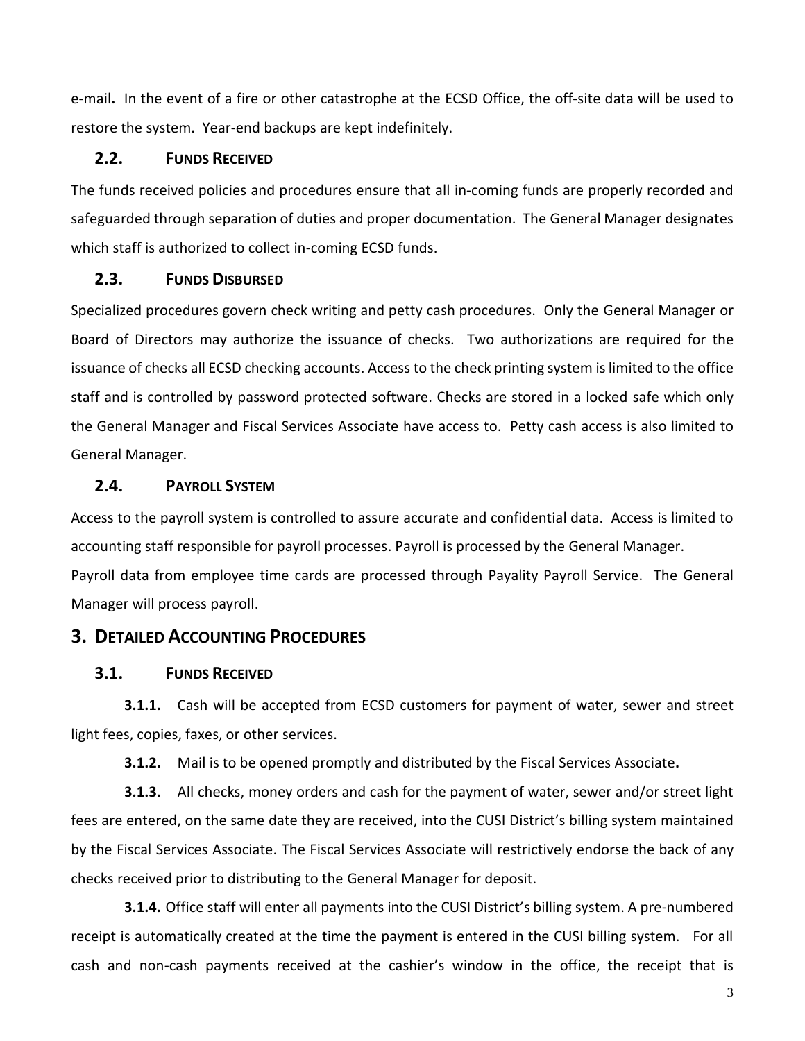e-mail. In the event of a fire or other catastrophe at the ECSD Office, the off-site data will be used to restore the system. Year-end backups are kept indefinitely.

### 2.2. Funds Received

The funds received policies and procedures ensure that all in-coming funds are properly recorded and safeguarded through separation of duties and proper documentation. The General Manager designates which staff is authorized to collect in-coming ECSD funds.

### 2.3. Funds Disbursed

Specialized procedures govern check writing and petty cash procedures. Only the General Manager or Board of Directors may authorize the issuance of checks. Two authorizations are required for the issuance of checks all ECSD checking accounts. Access to the check printing system is limited to the office staff and is controlled by password protected software. Checks are stored in a locked safe which only the General Manager and Fiscal Services Associate have access to. Petty cash access is also limited to General Manager.

### 2.4. Payroll System

Access to the payroll system is controlled to assure accurate and confidential data. Access is limited to accounting staff responsible for payroll processes. Payroll is processed by the General Manager.

Payroll data from employee time cards are processed through Payality Payroll Service. The General Manager will process payroll.

## 3. Detailed Accounting Procedures

### 3.1. Funds Received

**3.1.1.** Cash will be accepted from ECSD customers for payment of water, sewer and street light fees, copies, faxes, or other services.

**3.1.2.** Mail is to be opened promptly and distributed by the Fiscal Services Associate**.**

**3.1.3.** All checks, money orders and cash for the payment of water, sewer and/or street light fees are entered, on the same date they are received, into the CUSI District's billing system maintained by the Fiscal Services Associate. The Fiscal Services Associate will restrictively endorse the back of any checks received prior to distributing to the General Manager for deposit.

**3.1.4.** Office staff will enter all payments into the CUSI District's billing system. A pre-numbered receipt is automatically created at the time the payment is entered in the CUSI billing system. For all cash and non-cash payments received at the cashier's window in the office, the receipt that is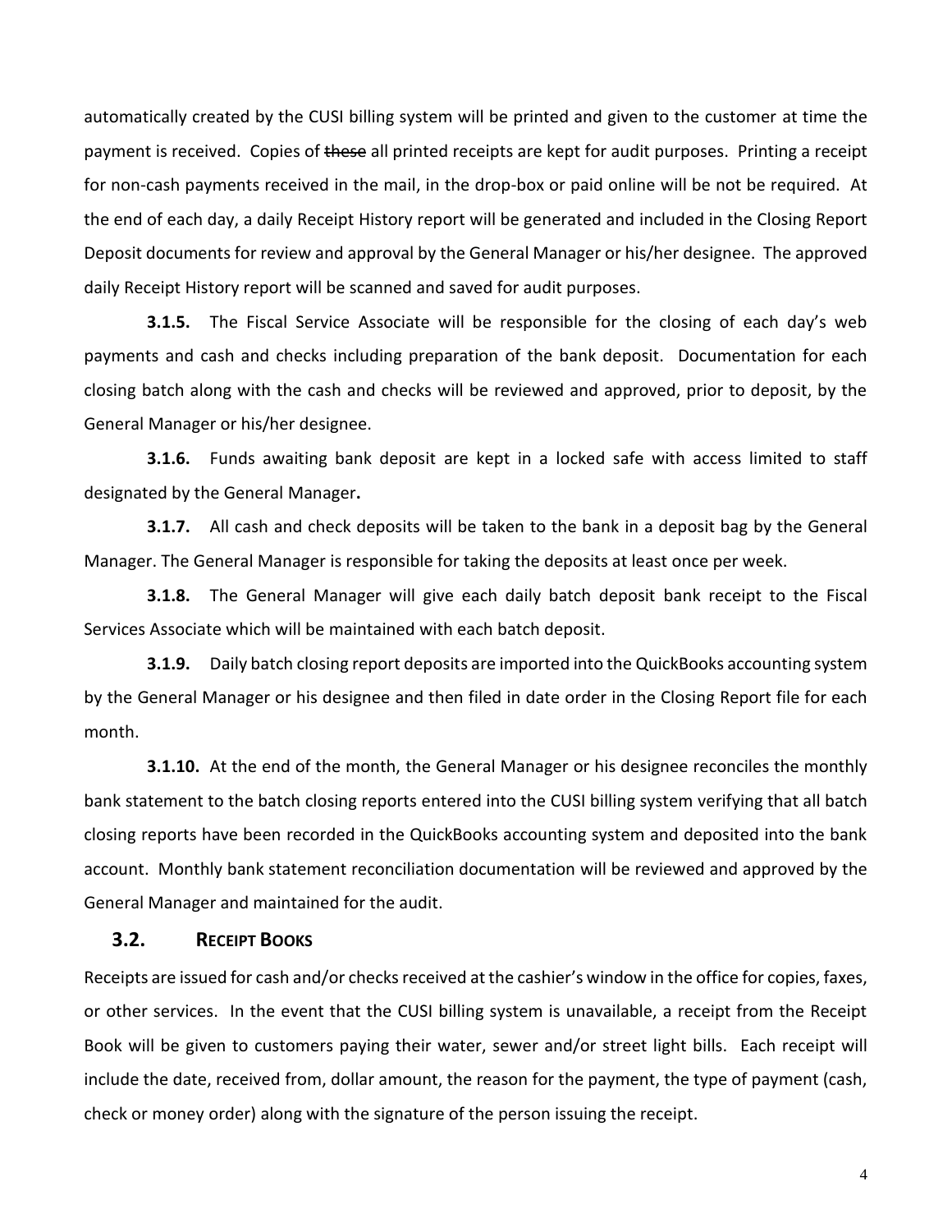automatically created by the CUSI billing system will be printed and given to the customer at time the payment is received. Copies of ~~these~~ all printed receipts are kept for audit purposes. Printing a receipt for non-cash payments received in the mail, in the drop-box or paid online will be not be required. At the end of each day, a daily Receipt History report will be generated and included in the Closing Report Deposit documents for review and approval by the General Manager or his/her designee. The approved daily Receipt History report will be scanned and saved for audit purposes.

**3.1.5.** The Fiscal Service Associate will be responsible for the closing of each day's web payments and cash and checks including preparation of the bank deposit. Documentation for each closing batch along with the cash and checks will be reviewed and approved, prior to deposit, by the General Manager or his/her designee.

**3.1.6.** Funds awaiting bank deposit are kept in a locked safe with access limited to staff designated by the General Manager**.**

**3.1.7.** All cash and check deposits will be taken to the bank in a deposit bag by the General Manager. The General Manager is responsible for taking the deposits at least once per week.

**3.1.8.** The General Manager will give each daily batch deposit bank receipt to the Fiscal Services Associate which will be maintained with each batch deposit.

**3.1.9.** Daily batch closing report deposits are imported into the QuickBooks accounting system by the General Manager or his designee and then filed in date order in the Closing Report file for each month.

**3.1.10.** At the end of the month, the General Manager or his designee reconciles the monthly bank statement to the batch closing reports entered into the CUSI billing system verifying that all batch closing reports have been recorded in the QuickBooks accounting system and deposited into the bank account. Monthly bank statement reconciliation documentation will be reviewed and approved by the General Manager and maintained for the audit.

### 3.2. RECEIPT BOOKS

Receipts are issued for cash and/or checks received at the cashier's window in the office for copies, faxes, or other services. In the event that the CUSI billing system is unavailable, a receipt from the Receipt Book will be given to customers paying their water, sewer and/or street light bills. Each receipt will include the date, received from, dollar amount, the reason for the payment, the type of payment (cash, check or money order) along with the signature of the person issuing the receipt.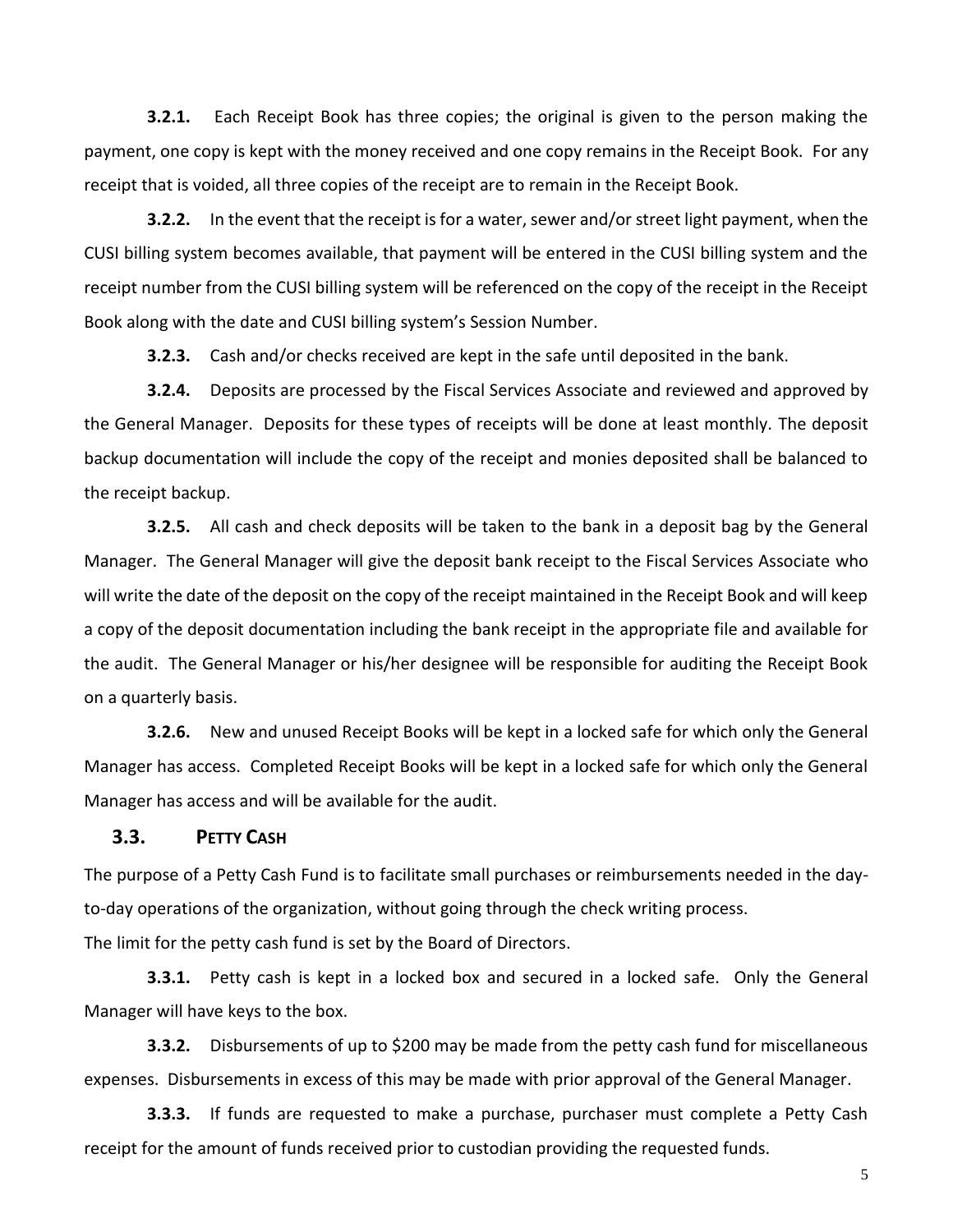**3.2.1.** Each Receipt Book has three copies; the original is given to the person making the payment, one copy is kept with the money received and one copy remains in the Receipt Book. For any receipt that is voided, all three copies of the receipt are to remain in the Receipt Book.

**3.2.2.** In the event that the receipt is for a water, sewer and/or street light payment, when the CUSI billing system becomes available, that payment will be entered in the CUSI billing system and the receipt number from the CUSI billing system will be referenced on the copy of the receipt in the Receipt Book along with the date and CUSI billing system's Session Number.

**3.2.3.** Cash and/or checks received are kept in the safe until deposited in the bank.

**3.2.4.** Deposits are processed by the Fiscal Services Associate and reviewed and approved by the General Manager. Deposits for these types of receipts will be done at least monthly. The deposit backup documentation will include the copy of the receipt and monies deposited shall be balanced to the receipt backup.

**3.2.5.** All cash and check deposits will be taken to the bank in a deposit bag by the General Manager. The General Manager will give the deposit bank receipt to the Fiscal Services Associate who will write the date of the deposit on the copy of the receipt maintained in the Receipt Book and will keep a copy of the deposit documentation including the bank receipt in the appropriate file and available for the audit. The General Manager or his/her designee will be responsible for auditing the Receipt Book on a quarterly basis.

**3.2.6.** New and unused Receipt Books will be kept in a locked safe for which only the General Manager has access. Completed Receipt Books will be kept in a locked safe for which only the General Manager has access and will be available for the audit.

## 3.3. PETTY CASH

The purpose of a Petty Cash Fund is to facilitate small purchases or reimbursements needed in the day-to-day operations of the organization, without going through the check writing process.
The limit for the petty cash fund is set by the Board of Directors.

**3.3.1.** Petty cash is kept in a locked box and secured in a locked safe. Only the General Manager will have keys to the box.

**3.3.2.** Disbursements of up to $200 may be made from the petty cash fund for miscellaneous expenses. Disbursements in excess of this may be made with prior approval of the General Manager.

**3.3.3.** If funds are requested to make a purchase, purchaser must complete a Petty Cash receipt for the amount of funds received prior to custodian providing the requested funds.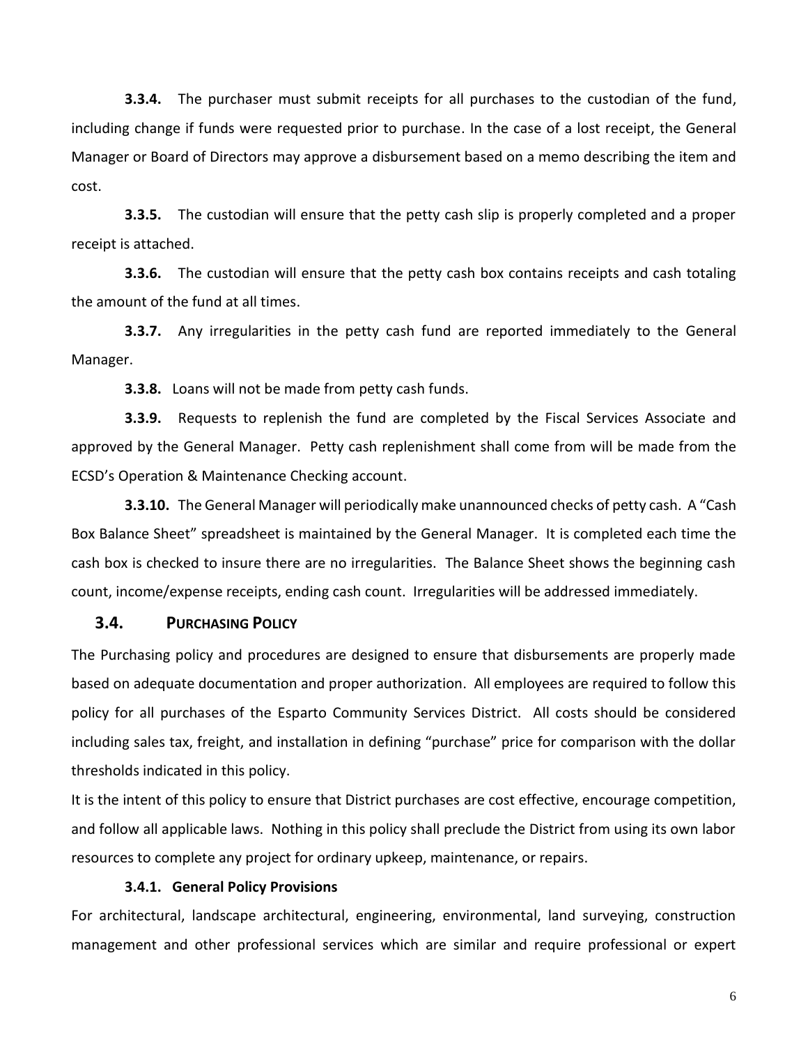**3.3.4.** The purchaser must submit receipts for all purchases to the custodian of the fund, including change if funds were requested prior to purchase. In the case of a lost receipt, the General Manager or Board of Directors may approve a disbursement based on a memo describing the item and cost.

**3.3.5.** The custodian will ensure that the petty cash slip is properly completed and a proper receipt is attached.

**3.3.6.** The custodian will ensure that the petty cash box contains receipts and cash totaling the amount of the fund at all times.

**3.3.7.** Any irregularities in the petty cash fund are reported immediately to the General Manager.

**3.3.8.** Loans will not be made from petty cash funds.

**3.3.9.** Requests to replenish the fund are completed by the Fiscal Services Associate and approved by the General Manager. Petty cash replenishment shall come from will be made from the ECSD's Operation & Maintenance Checking account.

**3.3.10.** The General Manager will periodically make unannounced checks of petty cash. A "Cash Box Balance Sheet" spreadsheet is maintained by the General Manager. It is completed each time the cash box is checked to insure there are no irregularities. The Balance Sheet shows the beginning cash count, income/expense receipts, ending cash count. Irregularities will be addressed immediately.

## 3.4. PURCHASING POLICY

The Purchasing policy and procedures are designed to ensure that disbursements are properly made based on adequate documentation and proper authorization. All employees are required to follow this policy for all purchases of the Esparto Community Services District. All costs should be considered including sales tax, freight, and installation in defining "purchase" price for comparison with the dollar thresholds indicated in this policy.

It is the intent of this policy to ensure that District purchases are cost effective, encourage competition, and follow all applicable laws. Nothing in this policy shall preclude the District from using its own labor resources to complete any project for ordinary upkeep, maintenance, or repairs.

### 3.4.1. General Policy Provisions

For architectural, landscape architectural, engineering, environmental, land surveying, construction management and other professional services which are similar and require professional or expert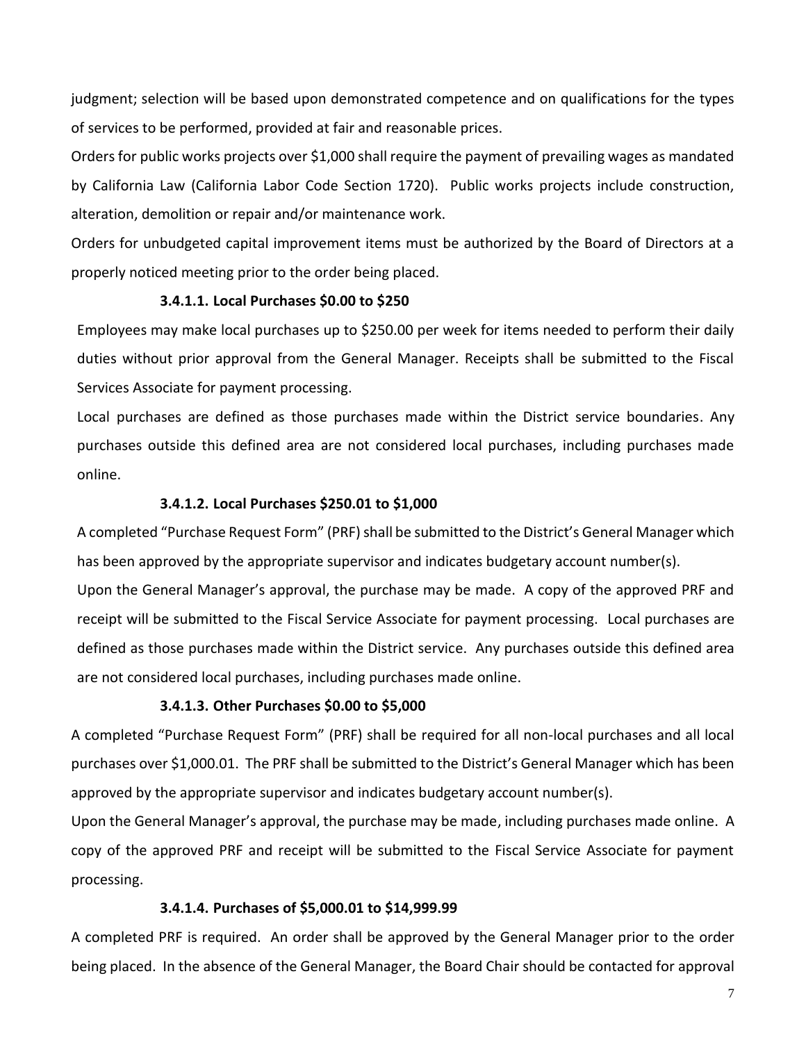judgment; selection will be based upon demonstrated competence and on qualifications for the types of services to be performed, provided at fair and reasonable prices.

Orders for public works projects over $1,000 shall require the payment of prevailing wages as mandated by California Law (California Labor Code Section 1720). Public works projects include construction, alteration, demolition or repair and/or maintenance work.

Orders for unbudgeted capital improvement items must be authorized by the Board of Directors at a properly noticed meeting prior to the order being placed.

#### 3.4.1.1. Local Purchases $0.00 to $250

Employees may make local purchases up to $250.00 per week for items needed to perform their daily duties without prior approval from the General Manager. Receipts shall be submitted to the Fiscal Services Associate for payment processing.

Local purchases are defined as those purchases made within the District service boundaries. Any purchases outside this defined area are not considered local purchases, including purchases made online.

#### 3.4.1.2. Local Purchases $250.01 to $1,000

A completed "Purchase Request Form" (PRF) shall be submitted to the District's General Manager which has been approved by the appropriate supervisor and indicates budgetary account number(s).

Upon the General Manager's approval, the purchase may be made. A copy of the approved PRF and receipt will be submitted to the Fiscal Service Associate for payment processing. Local purchases are defined as those purchases made within the District service. Any purchases outside this defined area are not considered local purchases, including purchases made online.

#### 3.4.1.3. Other Purchases $0.00 to $5,000

A completed "Purchase Request Form" (PRF) shall be required for all non-local purchases and all local purchases over $1,000.01. The PRF shall be submitted to the District's General Manager which has been approved by the appropriate supervisor and indicates budgetary account number(s).

Upon the General Manager's approval, the purchase may be made, including purchases made online. A copy of the approved PRF and receipt will be submitted to the Fiscal Service Associate for payment processing.

#### 3.4.1.4. Purchases of $5,000.01 to $14,999.99

A completed PRF is required. An order shall be approved by the General Manager prior to the order being placed. In the absence of the General Manager, the Board Chair should be contacted for approval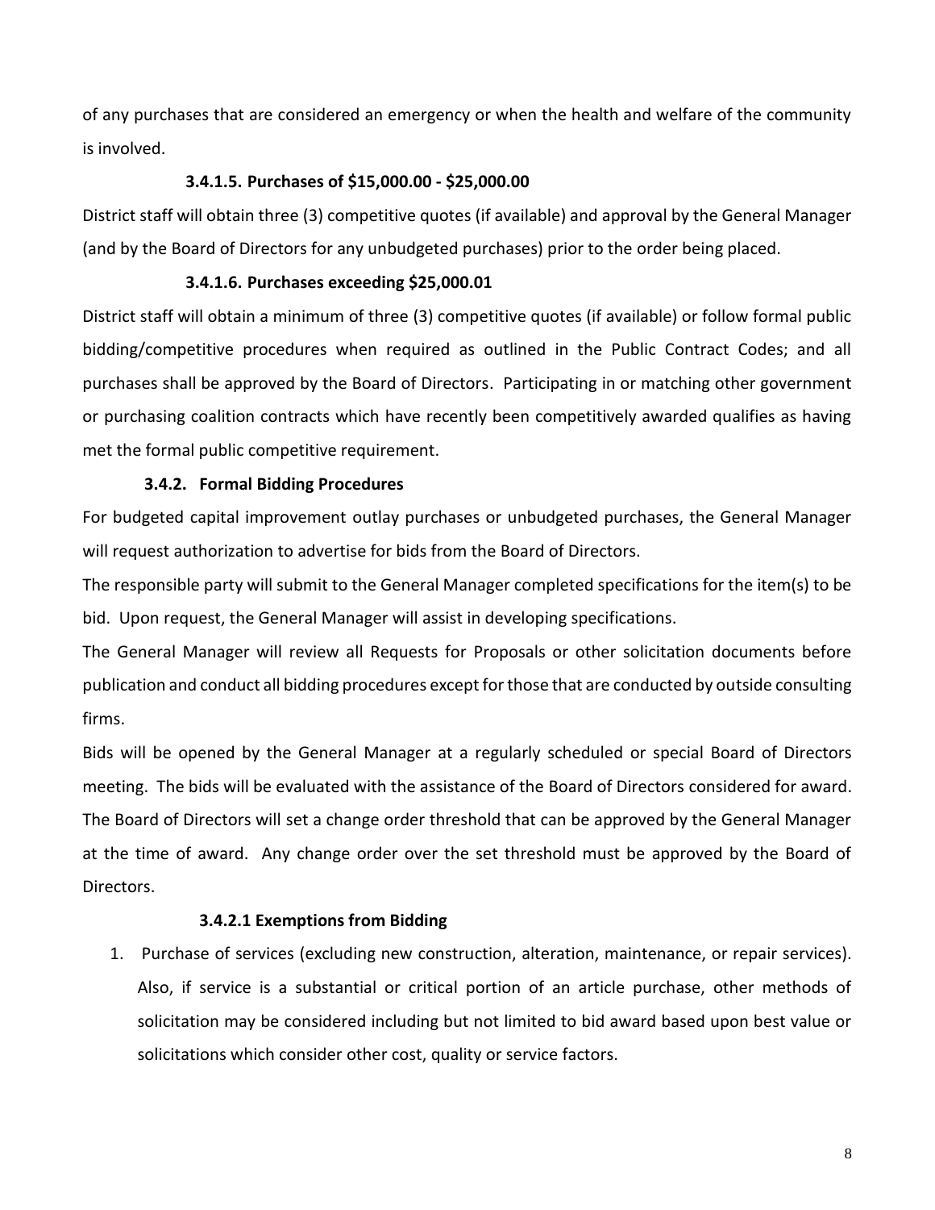of any purchases that are considered an emergency or when the health and welfare of the community is involved.

#### 3.4.1.5. Purchases of $15,000.00 - $25,000.00

District staff will obtain three (3) competitive quotes (if available) and approval by the General Manager (and by the Board of Directors for any unbudgeted purchases) prior to the order being placed.

#### 3.4.1.6. Purchases exceeding $25,000.01

District staff will obtain a minimum of three (3) competitive quotes (if available) or follow formal public bidding/competitive procedures when required as outlined in the Public Contract Codes; and all purchases shall be approved by the Board of Directors. Participating in or matching other government or purchasing coalition contracts which have recently been competitively awarded qualifies as having met the formal public competitive requirement.

### 3.4.2. Formal Bidding Procedures

For budgeted capital improvement outlay purchases or unbudgeted purchases, the General Manager will request authorization to advertise for bids from the Board of Directors.

The responsible party will submit to the General Manager completed specifications for the item(s) to be bid. Upon request, the General Manager will assist in developing specifications.

The General Manager will review all Requests for Proposals or other solicitation documents before publication and conduct all bidding procedures except for those that are conducted by outside consulting firms.

Bids will be opened by the General Manager at a regularly scheduled or special Board of Directors meeting. The bids will be evaluated with the assistance of the Board of Directors considered for award. The Board of Directors will set a change order threshold that can be approved by the General Manager at the time of award. Any change order over the set threshold must be approved by the Board of Directors.

#### 3.4.2.1 Exemptions from Bidding

1. Purchase of services (excluding new construction, alteration, maintenance, or repair services). Also, if service is a substantial or critical portion of an article purchase, other methods of solicitation may be considered including but not limited to bid award based upon best value or solicitations which consider other cost, quality or service factors.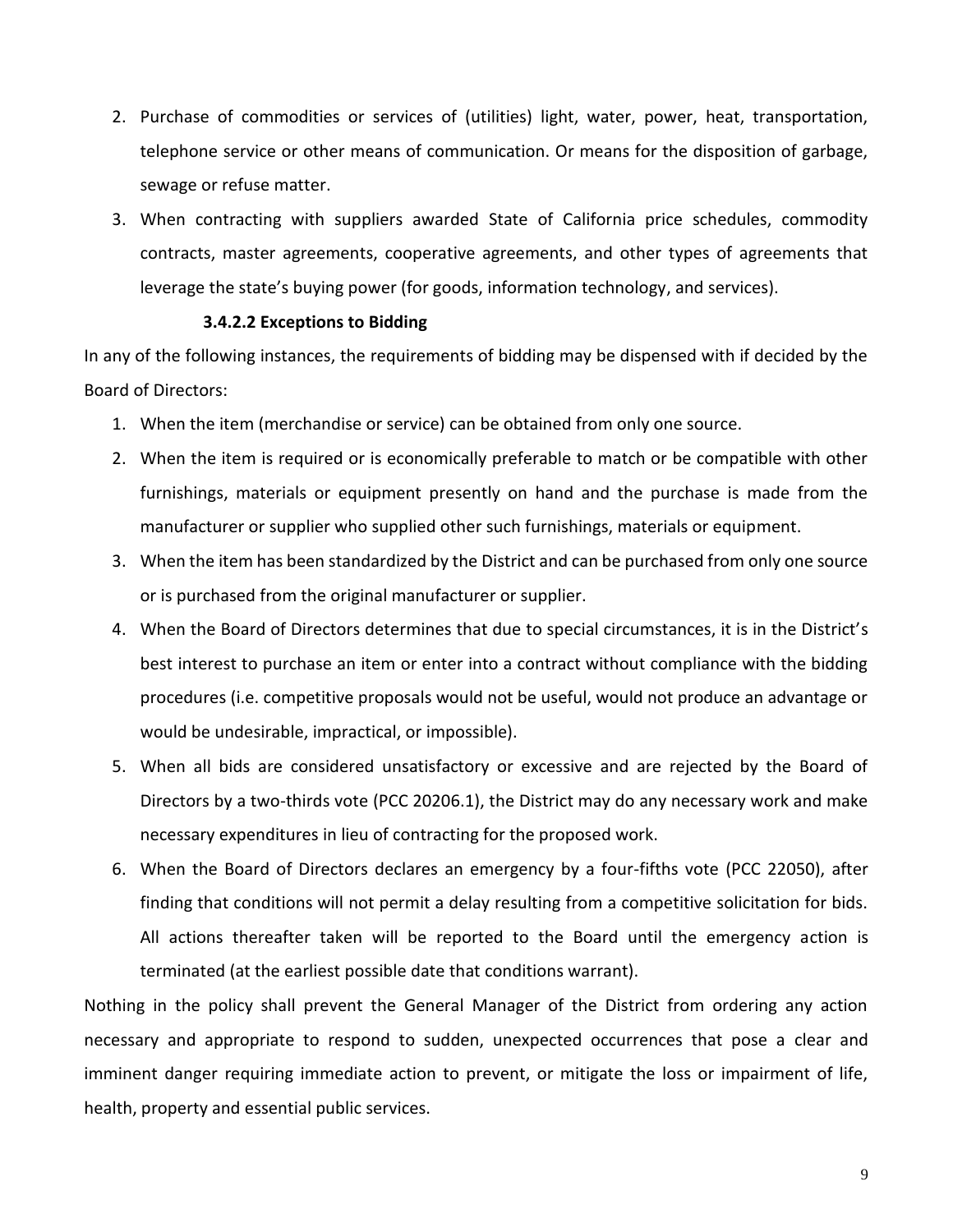2. Purchase of commodities or services of (utilities) light, water, power, heat, transportation, telephone service or other means of communication. Or means for the disposition of garbage, sewage or refuse matter.
3. When contracting with suppliers awarded State of California price schedules, commodity contracts, master agreements, cooperative agreements, and other types of agreements that leverage the state's buying power (for goods, information technology, and services).

#### 3.4.2.2 Exceptions to Bidding

In any of the following instances, the requirements of bidding may be dispensed with if decided by the Board of Directors:

1. When the item (merchandise or service) can be obtained from only one source.
2. When the item is required or is economically preferable to match or be compatible with other furnishings, materials or equipment presently on hand and the purchase is made from the manufacturer or supplier who supplied other such furnishings, materials or equipment.
3. When the item has been standardized by the District and can be purchased from only one source or is purchased from the original manufacturer or supplier.
4. When the Board of Directors determines that due to special circumstances, it is in the District's best interest to purchase an item or enter into a contract without compliance with the bidding procedures (i.e. competitive proposals would not be useful, would not produce an advantage or would be undesirable, impractical, or impossible).
5. When all bids are considered unsatisfactory or excessive and are rejected by the Board of Directors by a two-thirds vote (PCC 20206.1), the District may do any necessary work and make necessary expenditures in lieu of contracting for the proposed work.
6. When the Board of Directors declares an emergency by a four-fifths vote (PCC 22050), after finding that conditions will not permit a delay resulting from a competitive solicitation for bids. All actions thereafter taken will be reported to the Board until the emergency action is terminated (at the earliest possible date that conditions warrant).

Nothing in the policy shall prevent the General Manager of the District from ordering any action necessary and appropriate to respond to sudden, unexpected occurrences that pose a clear and imminent danger requiring immediate action to prevent, or mitigate the loss or impairment of life, health, property and essential public services.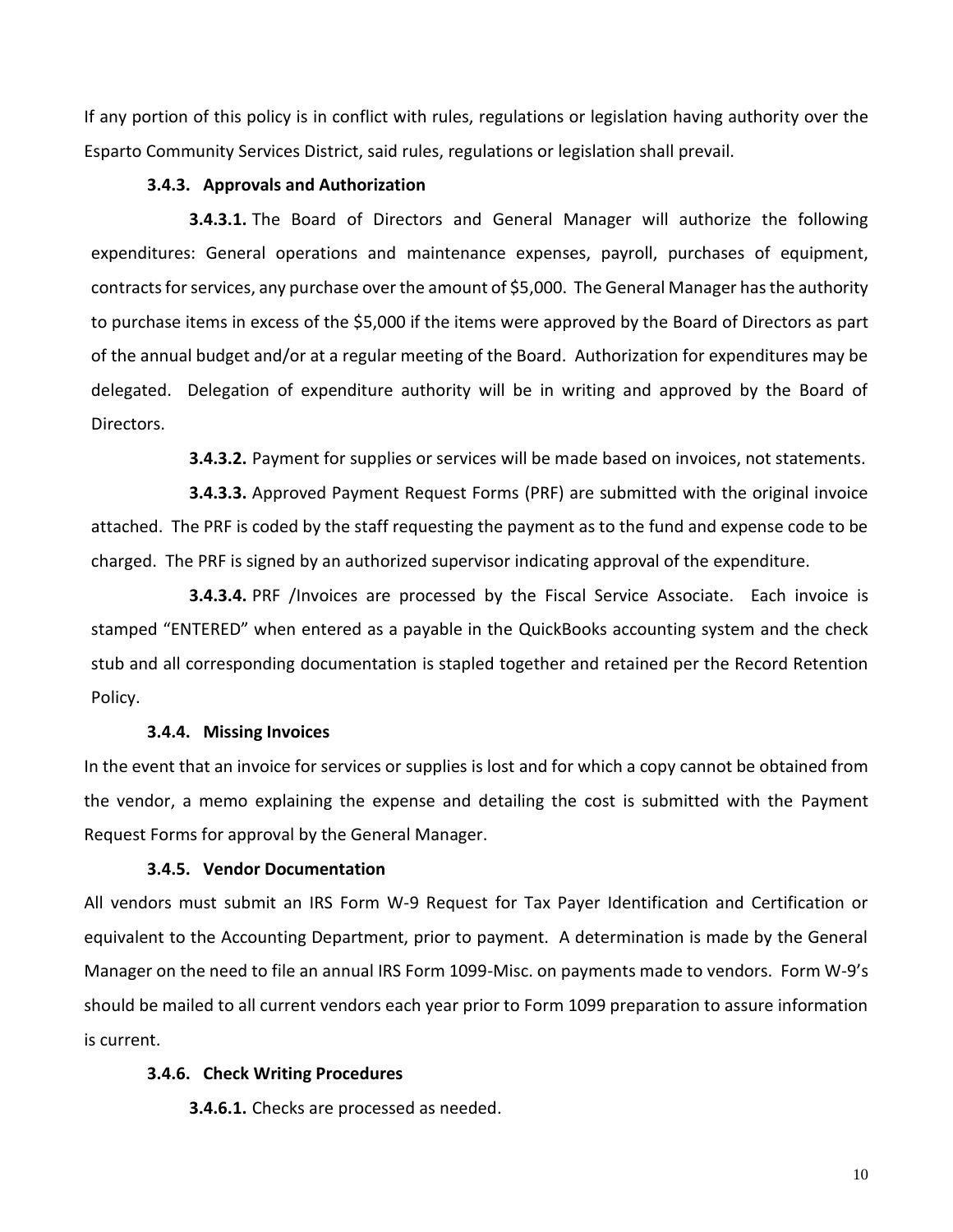If any portion of this policy is in conflict with rules, regulations or legislation having authority over the Esparto Community Services District, said rules, regulations or legislation shall prevail.

#### 3.4.3. Approvals and Authorization

**3.4.3.1.** The Board of Directors and General Manager will authorize the following expenditures: General operations and maintenance expenses, payroll, purchases of equipment, contracts for services, any purchase over the amount of $5,000. The General Manager has the authority to purchase items in excess of the $5,000 if the items were approved by the Board of Directors as part of the annual budget and/or at a regular meeting of the Board. Authorization for expenditures may be delegated. Delegation of expenditure authority will be in writing and approved by the Board of Directors.

**3.4.3.2.** Payment for supplies or services will be made based on invoices, not statements.

**3.4.3.3.** Approved Payment Request Forms (PRF) are submitted with the original invoice attached. The PRF is coded by the staff requesting the payment as to the fund and expense code to be charged. The PRF is signed by an authorized supervisor indicating approval of the expenditure.

**3.4.3.4.** PRF /Invoices are processed by the Fiscal Service Associate. Each invoice is stamped "ENTERED" when entered as a payable in the QuickBooks accounting system and the check stub and all corresponding documentation is stapled together and retained per the Record Retention Policy.

#### 3.4.4. Missing Invoices

In the event that an invoice for services or supplies is lost and for which a copy cannot be obtained from the vendor, a memo explaining the expense and detailing the cost is submitted with the Payment Request Forms for approval by the General Manager.

#### 3.4.5. Vendor Documentation

All vendors must submit an IRS Form W-9 Request for Tax Payer Identification and Certification or equivalent to the Accounting Department, prior to payment. A determination is made by the General Manager on the need to file an annual IRS Form 1099-Misc. on payments made to vendors. Form W-9's should be mailed to all current vendors each year prior to Form 1099 preparation to assure information is current.

#### 3.4.6. Check Writing Procedures

**3.4.6.1.** Checks are processed as needed.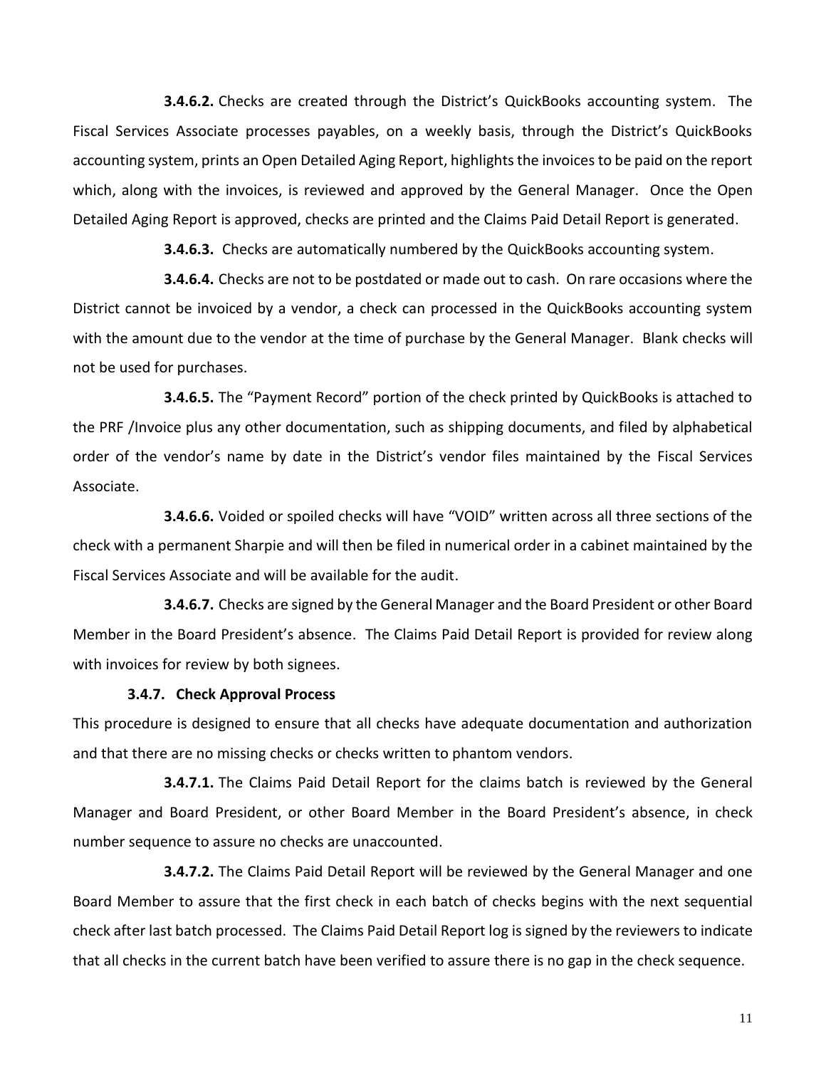**3.4.6.2.** Checks are created through the District's QuickBooks accounting system. The Fiscal Services Associate processes payables, on a weekly basis, through the District's QuickBooks accounting system, prints an Open Detailed Aging Report, highlights the invoices to be paid on the report which, along with the invoices, is reviewed and approved by the General Manager. Once the Open Detailed Aging Report is approved, checks are printed and the Claims Paid Detail Report is generated.

**3.4.6.3.** Checks are automatically numbered by the QuickBooks accounting system.

**3.4.6.4.** Checks are not to be postdated or made out to cash. On rare occasions where the District cannot be invoiced by a vendor, a check can processed in the QuickBooks accounting system with the amount due to the vendor at the time of purchase by the General Manager. Blank checks will not be used for purchases.

**3.4.6.5.** The "Payment Record" portion of the check printed by QuickBooks is attached to the PRF /Invoice plus any other documentation, such as shipping documents, and filed by alphabetical order of the vendor's name by date in the District's vendor files maintained by the Fiscal Services Associate.

**3.4.6.6.** Voided or spoiled checks will have "VOID" written across all three sections of the check with a permanent Sharpie and will then be filed in numerical order in a cabinet maintained by the Fiscal Services Associate and will be available for the audit.

**3.4.6.7.** Checks are signed by the General Manager and the Board President or other Board Member in the Board President's absence. The Claims Paid Detail Report is provided for review along with invoices for review by both signees.

**3.4.7. Check Approval Process**

This procedure is designed to ensure that all checks have adequate documentation and authorization and that there are no missing checks or checks written to phantom vendors.

**3.4.7.1.** The Claims Paid Detail Report for the claims batch is reviewed by the General Manager and Board President, or other Board Member in the Board President's absence, in check number sequence to assure no checks are unaccounted.

**3.4.7.2.** The Claims Paid Detail Report will be reviewed by the General Manager and one Board Member to assure that the first check in each batch of checks begins with the next sequential check after last batch processed. The Claims Paid Detail Report log is signed by the reviewers to indicate that all checks in the current batch have been verified to assure there is no gap in the check sequence.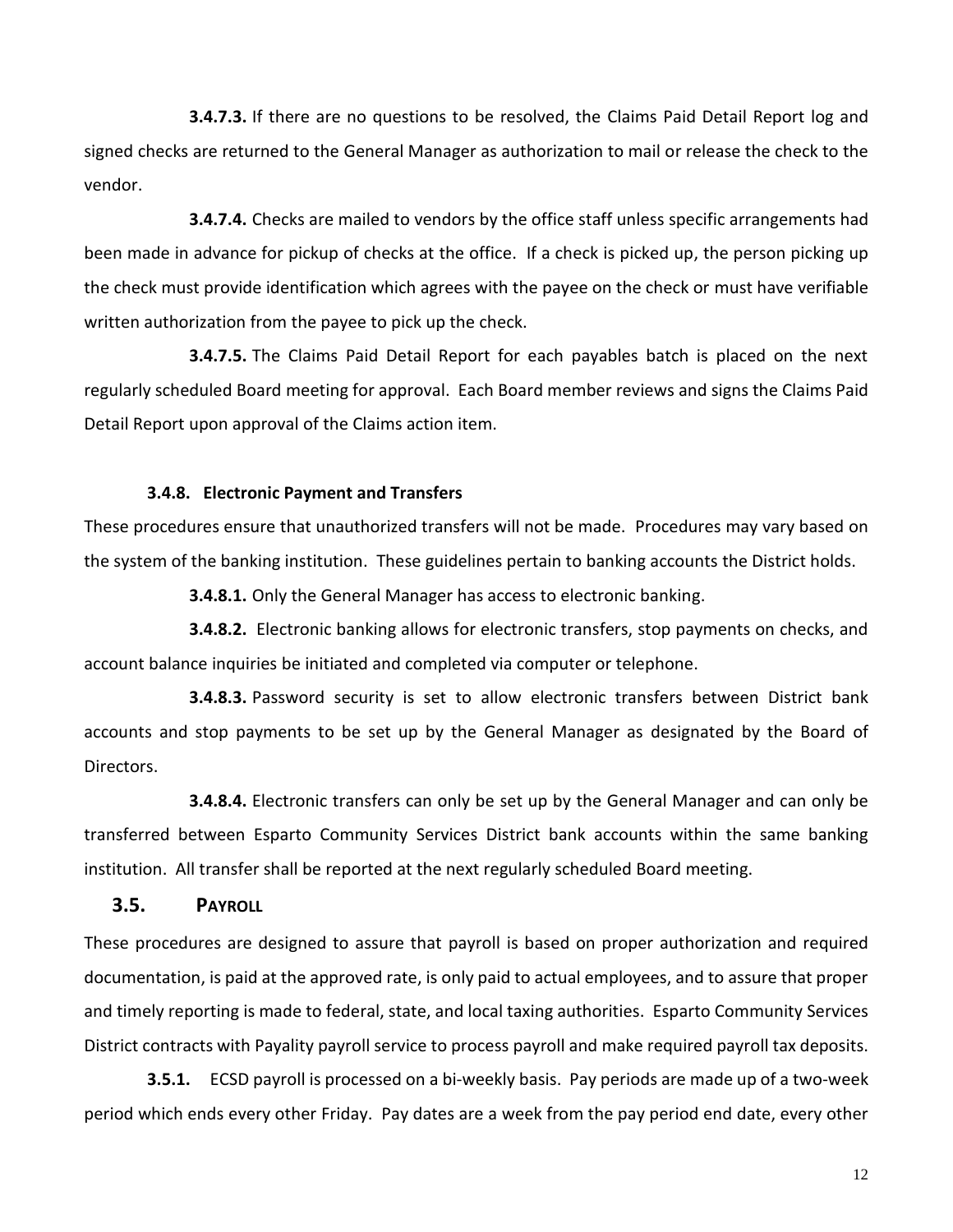**3.4.7.3.** If there are no questions to be resolved, the Claims Paid Detail Report log and signed checks are returned to the General Manager as authorization to mail or release the check to the vendor.

**3.4.7.4.** Checks are mailed to vendors by the office staff unless specific arrangements had been made in advance for pickup of checks at the office. If a check is picked up, the person picking up the check must provide identification which agrees with the payee on the check or must have verifiable written authorization from the payee to pick up the check.

**3.4.7.5.** The Claims Paid Detail Report for each payables batch is placed on the next regularly scheduled Board meeting for approval. Each Board member reviews and signs the Claims Paid Detail Report upon approval of the Claims action item.

#### 3.4.8. Electronic Payment and Transfers

These procedures ensure that unauthorized transfers will not be made. Procedures may vary based on the system of the banking institution. These guidelines pertain to banking accounts the District holds.

**3.4.8.1.** Only the General Manager has access to electronic banking.

**3.4.8.2.** Electronic banking allows for electronic transfers, stop payments on checks, and account balance inquiries be initiated and completed via computer or telephone.

**3.4.8.3.** Password security is set to allow electronic transfers between District bank accounts and stop payments to be set up by the General Manager as designated by the Board of Directors.

**3.4.8.4.** Electronic transfers can only be set up by the General Manager and can only be transferred between Esparto Community Services District bank accounts within the same banking institution. All transfer shall be reported at the next regularly scheduled Board meeting.

### 3.5. PAYROLL

These procedures are designed to assure that payroll is based on proper authorization and required documentation, is paid at the approved rate, is only paid to actual employees, and to assure that proper and timely reporting is made to federal, state, and local taxing authorities. Esparto Community Services District contracts with Payality payroll service to process payroll and make required payroll tax deposits.

**3.5.1.** ECSD payroll is processed on a bi-weekly basis. Pay periods are made up of a two-week period which ends every other Friday. Pay dates are a week from the pay period end date, every other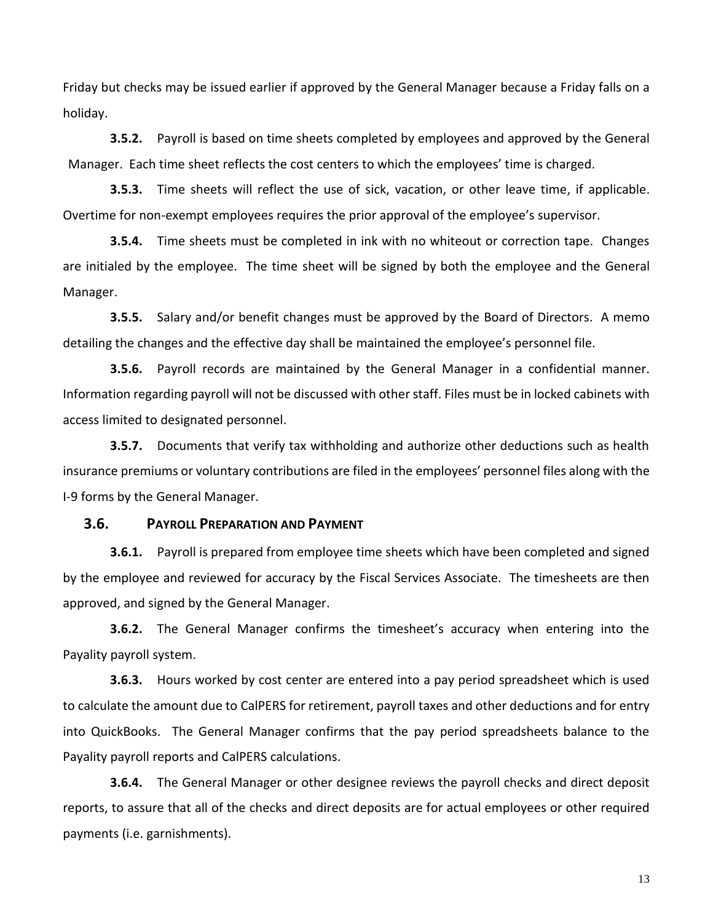Friday but checks may be issued earlier if approved by the General Manager because a Friday falls on a holiday.

**3.5.2.** Payroll is based on time sheets completed by employees and approved by the General Manager. Each time sheet reflects the cost centers to which the employees' time is charged.

**3.5.3.** Time sheets will reflect the use of sick, vacation, or other leave time, if applicable. Overtime for non-exempt employees requires the prior approval of the employee's supervisor.

**3.5.4.** Time sheets must be completed in ink with no whiteout or correction tape. Changes are initialed by the employee. The time sheet will be signed by both the employee and the General Manager.

**3.5.5.** Salary and/or benefit changes must be approved by the Board of Directors. A memo detailing the changes and the effective day shall be maintained the employee's personnel file.

**3.5.6.** Payroll records are maintained by the General Manager in a confidential manner. Information regarding payroll will not be discussed with other staff. Files must be in locked cabinets with access limited to designated personnel.

**3.5.7.** Documents that verify tax withholding and authorize other deductions such as health insurance premiums or voluntary contributions are filed in the employees' personnel files along with the I-9 forms by the General Manager.

## 3.6. PAYROLL PREPARATION AND PAYMENT

**3.6.1.** Payroll is prepared from employee time sheets which have been completed and signed by the employee and reviewed for accuracy by the Fiscal Services Associate. The timesheets are then approved, and signed by the General Manager.

**3.6.2.** The General Manager confirms the timesheet's accuracy when entering into the Payality payroll system.

**3.6.3.** Hours worked by cost center are entered into a pay period spreadsheet which is used to calculate the amount due to CalPERS for retirement, payroll taxes and other deductions and for entry into QuickBooks. The General Manager confirms that the pay period spreadsheets balance to the Payality payroll reports and CalPERS calculations.

**3.6.4.** The General Manager or other designee reviews the payroll checks and direct deposit reports, to assure that all of the checks and direct deposits are for actual employees or other required payments (i.e. garnishments).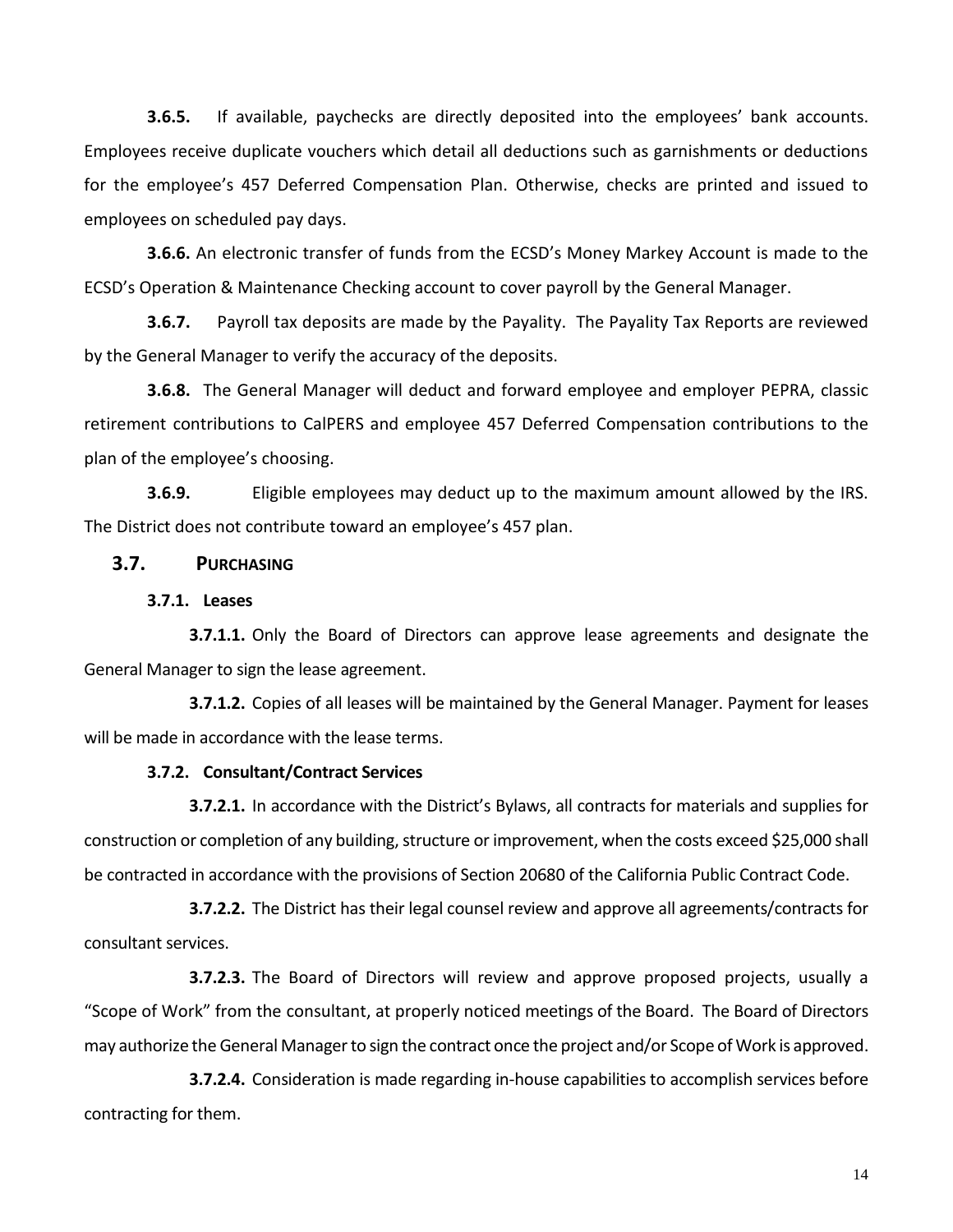**3.6.5.** If available, paychecks are directly deposited into the employees' bank accounts. Employees receive duplicate vouchers which detail all deductions such as garnishments or deductions for the employee's 457 Deferred Compensation Plan. Otherwise, checks are printed and issued to employees on scheduled pay days.

**3.6.6.** An electronic transfer of funds from the ECSD's Money Markey Account is made to the ECSD's Operation & Maintenance Checking account to cover payroll by the General Manager.

**3.6.7.** Payroll tax deposits are made by the Payality. The Payality Tax Reports are reviewed by the General Manager to verify the accuracy of the deposits.

**3.6.8.** The General Manager will deduct and forward employee and employer PEPRA, classic retirement contributions to CalPERS and employee 457 Deferred Compensation contributions to the plan of the employee's choosing.

**3.6.9.** Eligible employees may deduct up to the maximum amount allowed by the IRS. The District does not contribute toward an employee's 457 plan.

## 3.7. PURCHASING

### 3.7.1. Leases

**3.7.1.1.** Only the Board of Directors can approve lease agreements and designate the General Manager to sign the lease agreement.

**3.7.1.2.** Copies of all leases will be maintained by the General Manager. Payment for leases will be made in accordance with the lease terms.

### 3.7.2. Consultant/Contract Services

**3.7.2.1.** In accordance with the District's Bylaws, all contracts for materials and supplies for construction or completion of any building, structure or improvement, when the costs exceed $25,000 shall be contracted in accordance with the provisions of Section 20680 of the California Public Contract Code.

**3.7.2.2.** The District has their legal counsel review and approve all agreements/contracts for consultant services.

**3.7.2.3.** The Board of Directors will review and approve proposed projects, usually a "Scope of Work" from the consultant, at properly noticed meetings of the Board. The Board of Directors may authorize the General Manager to sign the contract once the project and/or Scope of Work is approved.

**3.7.2.4.** Consideration is made regarding in-house capabilities to accomplish services before contracting for them.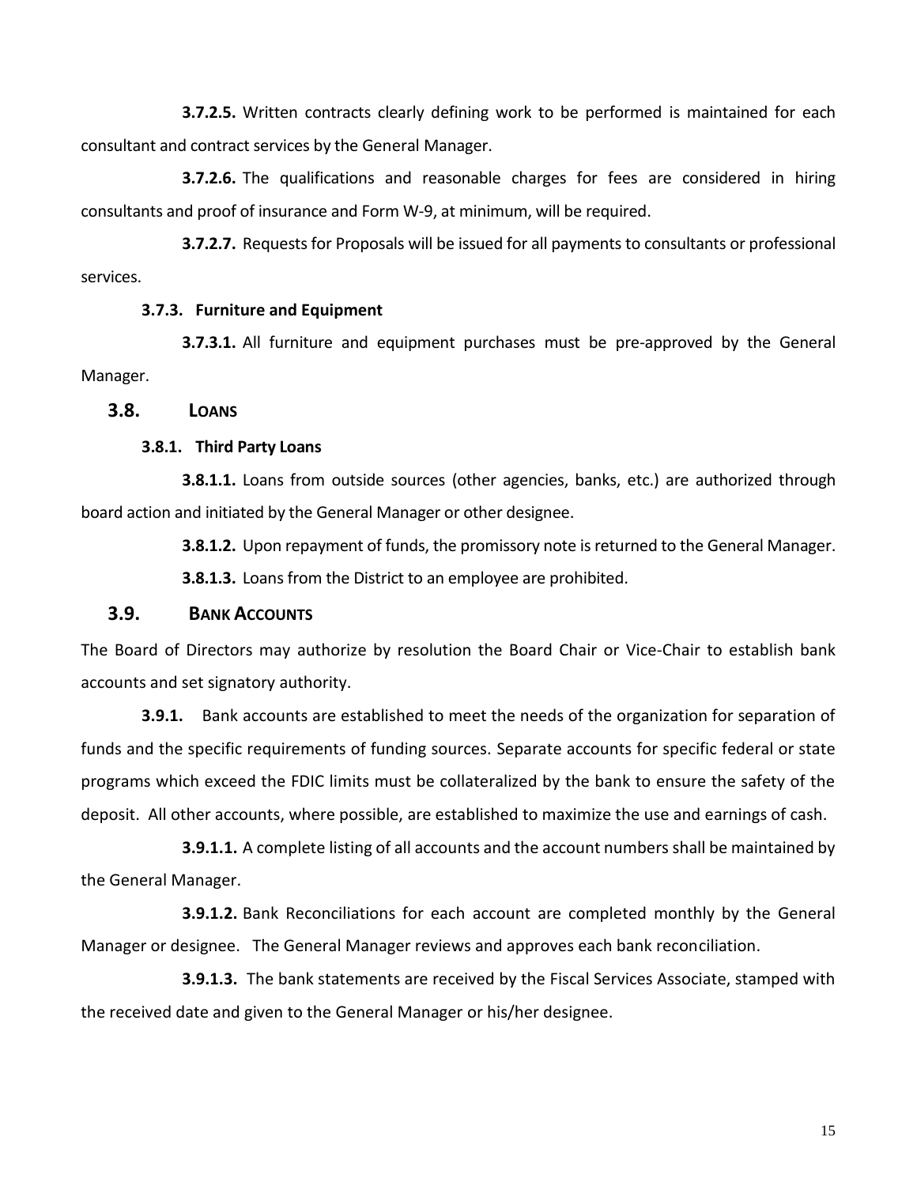**3.7.2.5.** Written contracts clearly defining work to be performed is maintained for each consultant and contract services by the General Manager.

**3.7.2.6.** The qualifications and reasonable charges for fees are considered in hiring consultants and proof of insurance and Form W-9, at minimum, will be required.

**3.7.2.7.** Requests for Proposals will be issued for all payments to consultants or professional services.

**3.7.3. Furniture and Equipment**

**3.7.3.1.** All furniture and equipment purchases must be pre-approved by the General Manager.

## 3.8. LOANS

**3.8.1. Third Party Loans**

**3.8.1.1.** Loans from outside sources (other agencies, banks, etc.) are authorized through board action and initiated by the General Manager or other designee.

**3.8.1.2.** Upon repayment of funds, the promissory note is returned to the General Manager.

**3.8.1.3.** Loans from the District to an employee are prohibited.

## 3.9. BANK ACCOUNTS

The Board of Directors may authorize by resolution the Board Chair or Vice-Chair to establish bank accounts and set signatory authority.

**3.9.1.** Bank accounts are established to meet the needs of the organization for separation of funds and the specific requirements of funding sources. Separate accounts for specific federal or state programs which exceed the FDIC limits must be collateralized by the bank to ensure the safety of the deposit. All other accounts, where possible, are established to maximize the use and earnings of cash.

**3.9.1.1.** A complete listing of all accounts and the account numbers shall be maintained by the General Manager.

**3.9.1.2.** Bank Reconciliations for each account are completed monthly by the General Manager or designee. The General Manager reviews and approves each bank reconciliation.

**3.9.1.3.** The bank statements are received by the Fiscal Services Associate, stamped with the received date and given to the General Manager or his/her designee.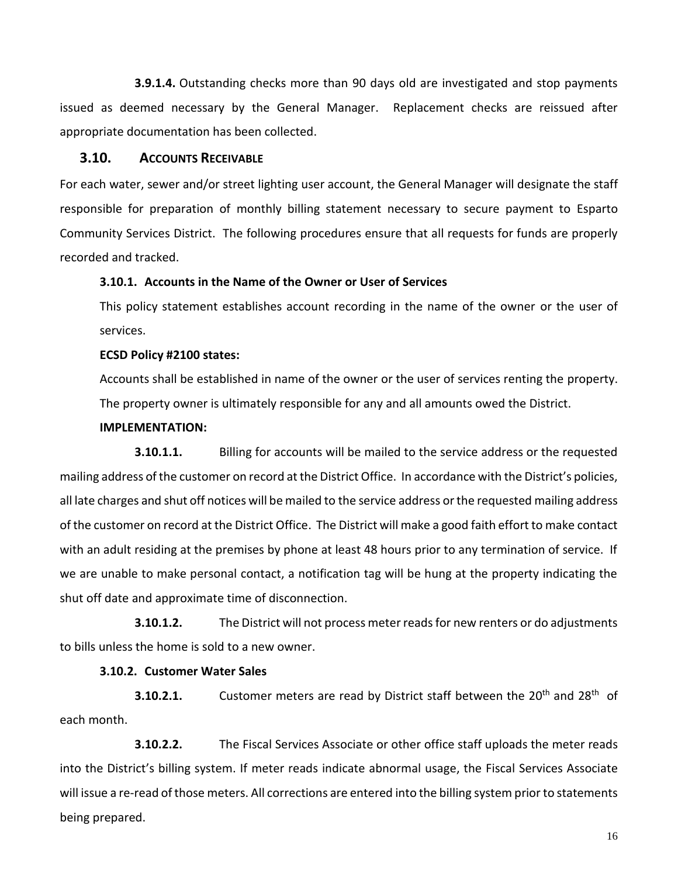**3.9.1.4.** Outstanding checks more than 90 days old are investigated and stop payments issued as deemed necessary by the General Manager. Replacement checks are reissued after appropriate documentation has been collected.

## 3.10. ACCOUNTS RECEIVABLE

For each water, sewer and/or street lighting user account, the General Manager will designate the staff responsible for preparation of monthly billing statement necessary to secure payment to Esparto Community Services District. The following procedures ensure that all requests for funds are properly recorded and tracked.

### 3.10.1. Accounts in the Name of the Owner or User of Services

This policy statement establishes account recording in the name of the owner or the user of services.

**ECSD Policy #2100 states:**

Accounts shall be established in name of the owner or the user of services renting the property. The property owner is ultimately responsible for any and all amounts owed the District.

**IMPLEMENTATION:**

**3.10.1.1.** Billing for accounts will be mailed to the service address or the requested mailing address of the customer on record at the District Office. In accordance with the District's policies, all late charges and shut off notices will be mailed to the service address or the requested mailing address of the customer on record at the District Office. The District will make a good faith effort to make contact with an adult residing at the premises by phone at least 48 hours prior to any termination of service. If we are unable to make personal contact, a notification tag will be hung at the property indicating the shut off date and approximate time of disconnection.

**3.10.1.2.** The District will not process meter reads for new renters or do adjustments to bills unless the home is sold to a new owner.

### 3.10.2. Customer Water Sales

**3.10.2.1.** Customer meters are read by District staff between the 20th and 28th of each month.

**3.10.2.2.** The Fiscal Services Associate or other office staff uploads the meter reads into the District's billing system. If meter reads indicate abnormal usage, the Fiscal Services Associate will issue a re-read of those meters. All corrections are entered into the billing system prior to statements being prepared.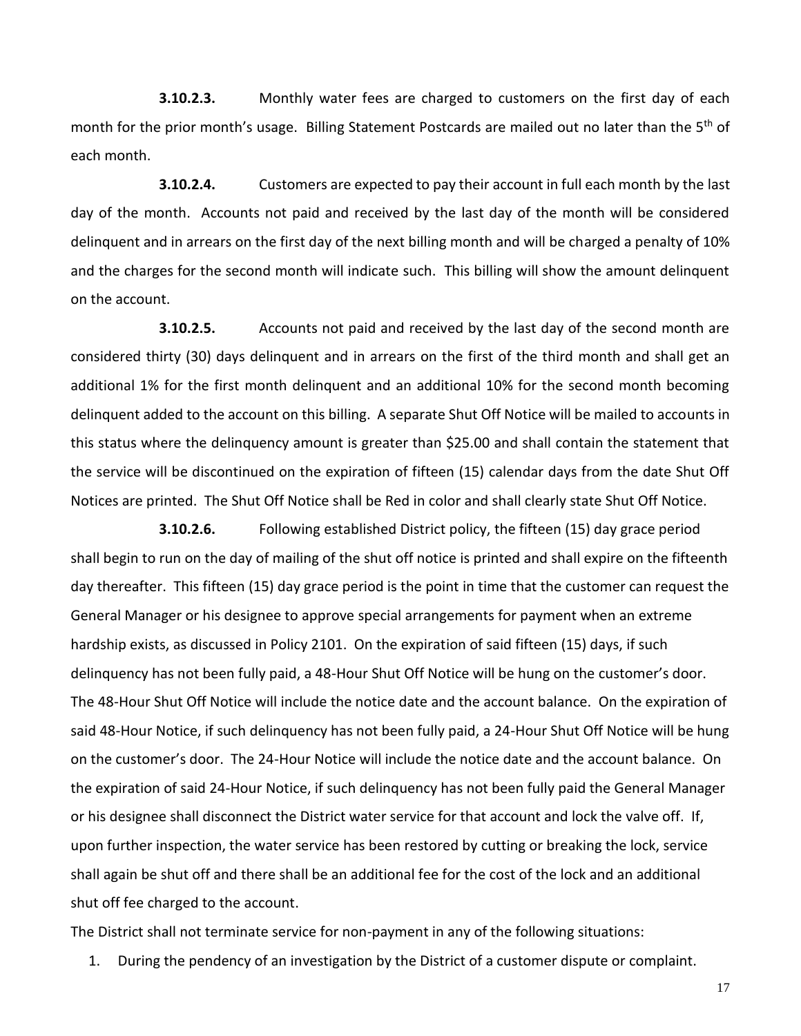**3.10.2.3.** Monthly water fees are charged to customers on the first day of each month for the prior month's usage. Billing Statement Postcards are mailed out no later than the 5th of each month.

**3.10.2.4.** Customers are expected to pay their account in full each month by the last day of the month. Accounts not paid and received by the last day of the month will be considered delinquent and in arrears on the first day of the next billing month and will be charged a penalty of 10% and the charges for the second month will indicate such. This billing will show the amount delinquent on the account.

**3.10.2.5.** Accounts not paid and received by the last day of the second month are considered thirty (30) days delinquent and in arrears on the first of the third month and shall get an additional 1% for the first month delinquent and an additional 10% for the second month becoming delinquent added to the account on this billing. A separate Shut Off Notice will be mailed to accounts in this status where the delinquency amount is greater than $25.00 and shall contain the statement that the service will be discontinued on the expiration of fifteen (15) calendar days from the date Shut Off Notices are printed. The Shut Off Notice shall be Red in color and shall clearly state Shut Off Notice.

**3.10.2.6.** Following established District policy, the fifteen (15) day grace period shall begin to run on the day of mailing of the shut off notice is printed and shall expire on the fifteenth day thereafter. This fifteen (15) day grace period is the point in time that the customer can request the General Manager or his designee to approve special arrangements for payment when an extreme hardship exists, as discussed in Policy 2101. On the expiration of said fifteen (15) days, if such delinquency has not been fully paid, a 48-Hour Shut Off Notice will be hung on the customer's door. The 48-Hour Shut Off Notice will include the notice date and the account balance. On the expiration of said 48-Hour Notice, if such delinquency has not been fully paid, a 24-Hour Shut Off Notice will be hung on the customer's door. The 24-Hour Notice will include the notice date and the account balance. On the expiration of said 24-Hour Notice, if such delinquency has not been fully paid the General Manager or his designee shall disconnect the District water service for that account and lock the valve off. If, upon further inspection, the water service has been restored by cutting or breaking the lock, service shall again be shut off and there shall be an additional fee for the cost of the lock and an additional shut off fee charged to the account.

The District shall not terminate service for non-payment in any of the following situations:

1. During the pendency of an investigation by the District of a customer dispute or complaint.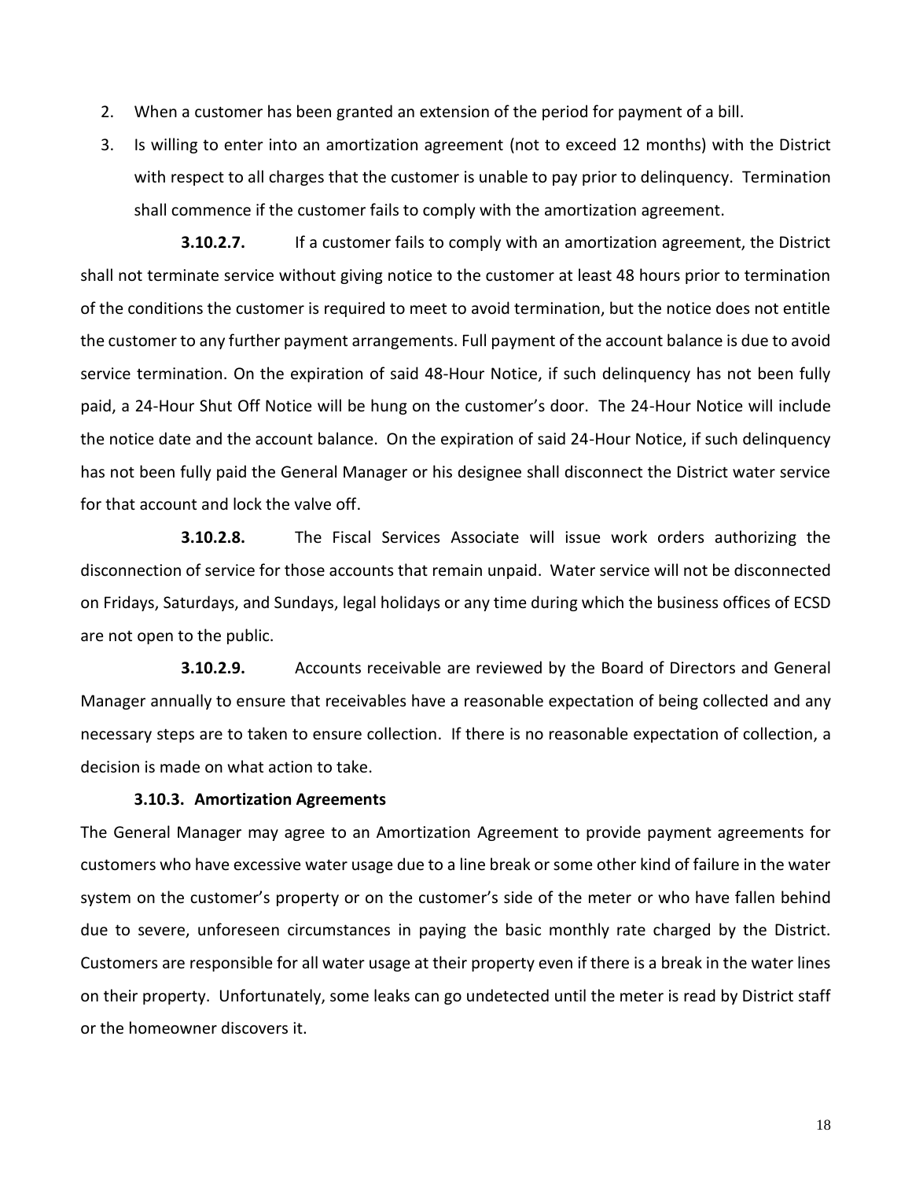2. When a customer has been granted an extension of the period for payment of a bill.
3. Is willing to enter into an amortization agreement (not to exceed 12 months) with the District with respect to all charges that the customer is unable to pay prior to delinquency. Termination shall commence if the customer fails to comply with the amortization agreement.

**3.10.2.7.** If a customer fails to comply with an amortization agreement, the District shall not terminate service without giving notice to the customer at least 48 hours prior to termination of the conditions the customer is required to meet to avoid termination, but the notice does not entitle the customer to any further payment arrangements. Full payment of the account balance is due to avoid service termination. On the expiration of said 48-Hour Notice, if such delinquency has not been fully paid, a 24-Hour Shut Off Notice will be hung on the customer's door. The 24-Hour Notice will include the notice date and the account balance. On the expiration of said 24-Hour Notice, if such delinquency has not been fully paid the General Manager or his designee shall disconnect the District water service for that account and lock the valve off.

**3.10.2.8.** The Fiscal Services Associate will issue work orders authorizing the disconnection of service for those accounts that remain unpaid. Water service will not be disconnected on Fridays, Saturdays, and Sundays, legal holidays or any time during which the business offices of ECSD are not open to the public.

**3.10.2.9.** Accounts receivable are reviewed by the Board of Directors and General Manager annually to ensure that receivables have a reasonable expectation of being collected and any necessary steps are to taken to ensure collection. If there is no reasonable expectation of collection, a decision is made on what action to take.

**3.10.3. Amortization Agreements**

The General Manager may agree to an Amortization Agreement to provide payment agreements for customers who have excessive water usage due to a line break or some other kind of failure in the water system on the customer's property or on the customer's side of the meter or who have fallen behind due to severe, unforeseen circumstances in paying the basic monthly rate charged by the District. Customers are responsible for all water usage at their property even if there is a break in the water lines on their property. Unfortunately, some leaks can go undetected until the meter is read by District staff or the homeowner discovers it.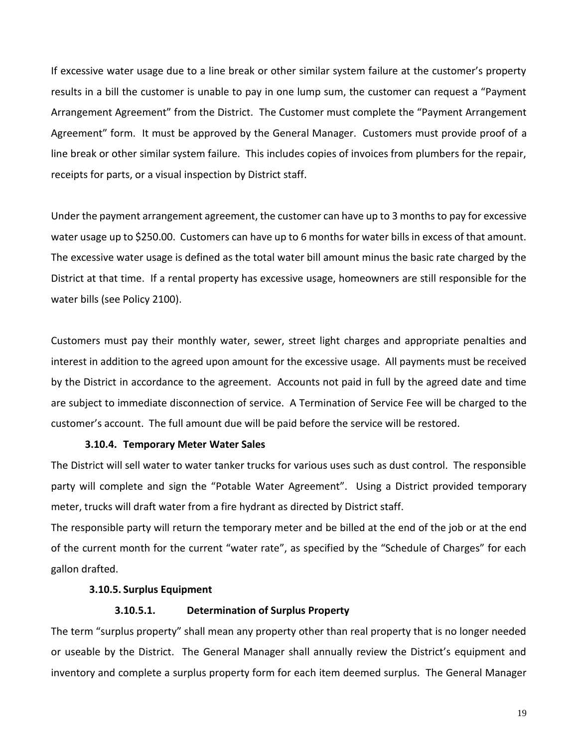If excessive water usage due to a line break or other similar system failure at the customer's property results in a bill the customer is unable to pay in one lump sum, the customer can request a "Payment Arrangement Agreement" from the District. The Customer must complete the "Payment Arrangement Agreement" form. It must be approved by the General Manager. Customers must provide proof of a line break or other similar system failure. This includes copies of invoices from plumbers for the repair, receipts for parts, or a visual inspection by District staff.

Under the payment arrangement agreement, the customer can have up to 3 months to pay for excessive water usage up to $250.00. Customers can have up to 6 months for water bills in excess of that amount. The excessive water usage is defined as the total water bill amount minus the basic rate charged by the District at that time. If a rental property has excessive usage, homeowners are still responsible for the water bills (see Policy 2100).

Customers must pay their monthly water, sewer, street light charges and appropriate penalties and interest in addition to the agreed upon amount for the excessive usage. All payments must be received by the District in accordance to the agreement. Accounts not paid in full by the agreed date and time are subject to immediate disconnection of service. A Termination of Service Fee will be charged to the customer's account. The full amount due will be paid before the service will be restored.

#### 3.10.4. Temporary Meter Water Sales

The District will sell water to water tanker trucks for various uses such as dust control. The responsible party will complete and sign the "Potable Water Agreement". Using a District provided temporary meter, trucks will draft water from a fire hydrant as directed by District staff.

The responsible party will return the temporary meter and be billed at the end of the job or at the end of the current month for the current "water rate", as specified by the "Schedule of Charges" for each gallon drafted.

#### 3.10.5. Surplus Equipment

##### 3.10.5.1. Determination of Surplus Property

The term "surplus property" shall mean any property other than real property that is no longer needed or useable by the District. The General Manager shall annually review the District's equipment and inventory and complete a surplus property form for each item deemed surplus. The General Manager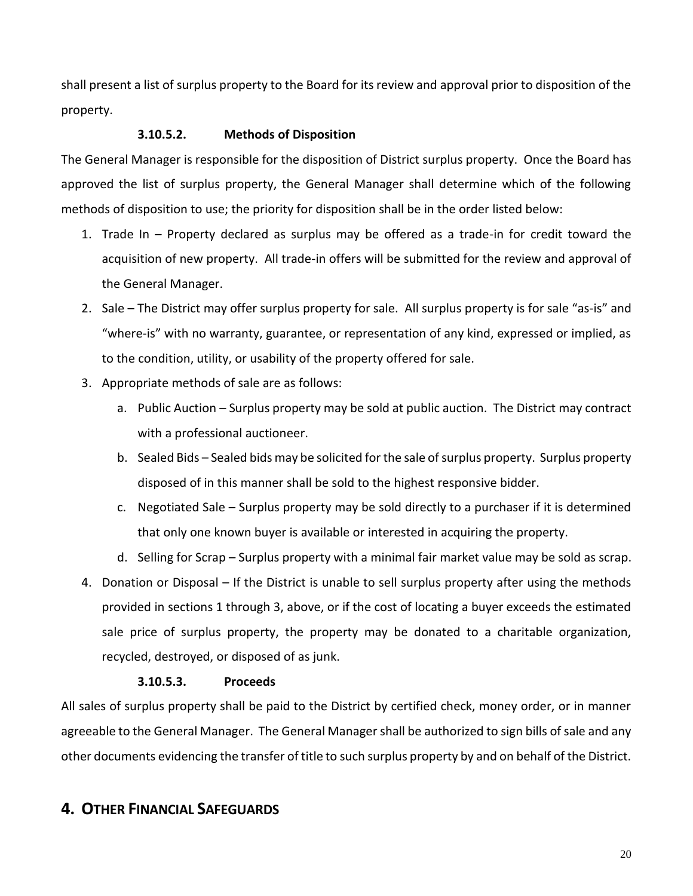shall present a list of surplus property to the Board for its review and approval prior to disposition of the property.

#### 3.10.5.2. Methods of Disposition

The General Manager is responsible for the disposition of District surplus property. Once the Board has approved the list of surplus property, the General Manager shall determine which of the following methods of disposition to use; the priority for disposition shall be in the order listed below:

1. Trade In – Property declared as surplus may be offered as a trade-in for credit toward the acquisition of new property. All trade-in offers will be submitted for the review and approval of the General Manager.
2. Sale – The District may offer surplus property for sale. All surplus property is for sale "as-is" and "where-is" with no warranty, guarantee, or representation of any kind, expressed or implied, as to the condition, utility, or usability of the property offered for sale.
3. Appropriate methods of sale are as follows:
   a. Public Auction – Surplus property may be sold at public auction. The District may contract with a professional auctioneer.
   b. Sealed Bids – Sealed bids may be solicited for the sale of surplus property. Surplus property disposed of in this manner shall be sold to the highest responsive bidder.
   c. Negotiated Sale – Surplus property may be sold directly to a purchaser if it is determined that only one known buyer is available or interested in acquiring the property.
   d. Selling for Scrap – Surplus property with a minimal fair market value may be sold as scrap.
4. Donation or Disposal – If the District is unable to sell surplus property after using the methods provided in sections 1 through 3, above, or if the cost of locating a buyer exceeds the estimated sale price of surplus property, the property may be donated to a charitable organization, recycled, destroyed, or disposed of as junk.

#### 3.10.5.3. Proceeds

All sales of surplus property shall be paid to the District by certified check, money order, or in manner agreeable to the General Manager. The General Manager shall be authorized to sign bills of sale and any other documents evidencing the transfer of title to such surplus property by and on behalf of the District.

# 4. OTHER FINANCIAL SAFEGUARDS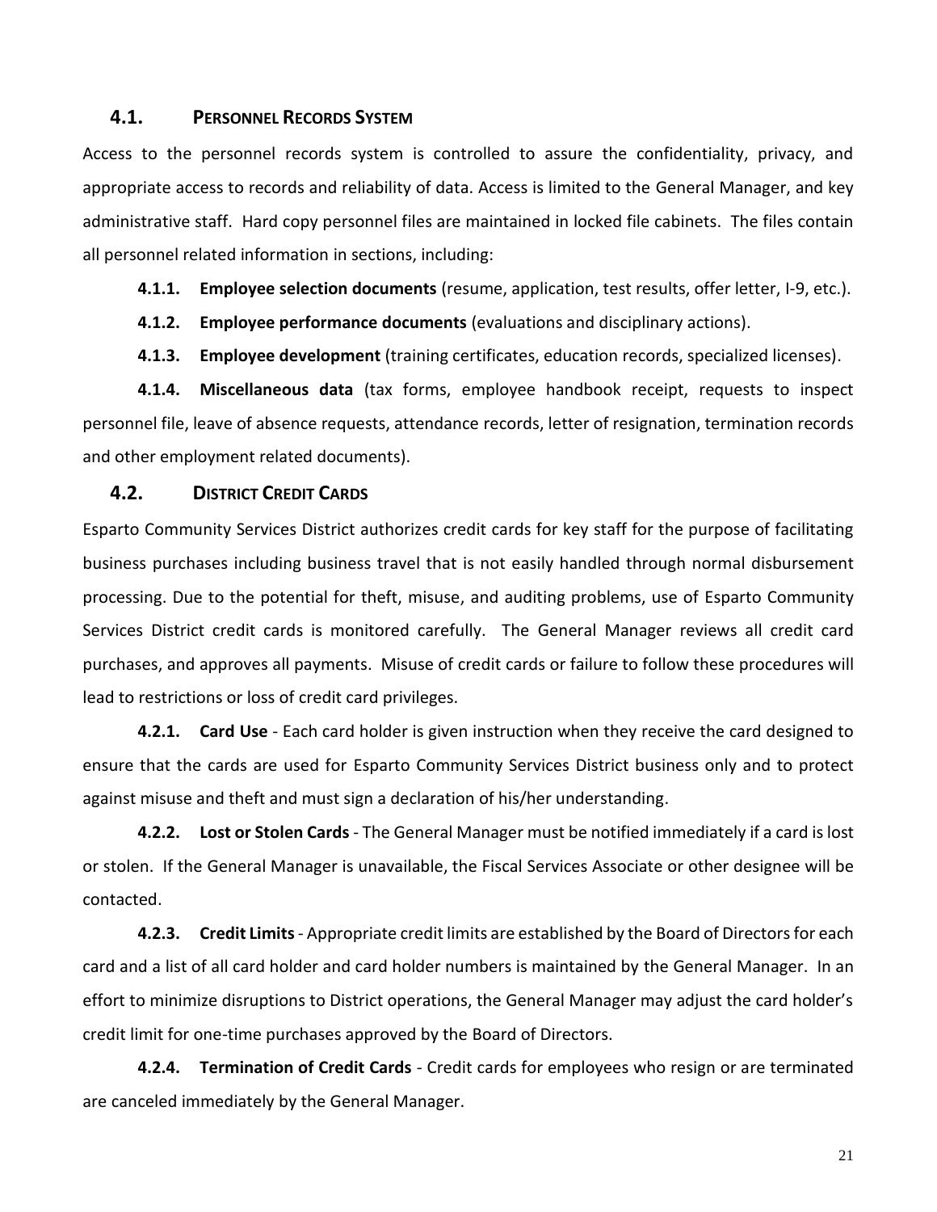## 4.1. PERSONNEL RECORDS SYSTEM

Access to the personnel records system is controlled to assure the confidentiality, privacy, and appropriate access to records and reliability of data. Access is limited to the General Manager, and key administrative staff. Hard copy personnel files are maintained in locked file cabinets. The files contain all personnel related information in sections, including:

**4.1.1. Employee selection documents** (resume, application, test results, offer letter, I-9, etc.).

**4.1.2. Employee performance documents** (evaluations and disciplinary actions).

**4.1.3. Employee development** (training certificates, education records, specialized licenses).

**4.1.4. Miscellaneous data** (tax forms, employee handbook receipt, requests to inspect personnel file, leave of absence requests, attendance records, letter of resignation, termination records and other employment related documents).

## 4.2. DISTRICT CREDIT CARDS

Esparto Community Services District authorizes credit cards for key staff for the purpose of facilitating business purchases including business travel that is not easily handled through normal disbursement processing. Due to the potential for theft, misuse, and auditing problems, use of Esparto Community Services District credit cards is monitored carefully. The General Manager reviews all credit card purchases, and approves all payments. Misuse of credit cards or failure to follow these procedures will lead to restrictions or loss of credit card privileges.

**4.2.1. Card Use** - Each card holder is given instruction when they receive the card designed to ensure that the cards are used for Esparto Community Services District business only and to protect against misuse and theft and must sign a declaration of his/her understanding.

**4.2.2. Lost or Stolen Cards** - The General Manager must be notified immediately if a card is lost or stolen. If the General Manager is unavailable, the Fiscal Services Associate or other designee will be contacted.

**4.2.3. Credit Limits** - Appropriate credit limits are established by the Board of Directors for each card and a list of all card holder and card holder numbers is maintained by the General Manager. In an effort to minimize disruptions to District operations, the General Manager may adjust the card holder's credit limit for one-time purchases approved by the Board of Directors.

**4.2.4. Termination of Credit Cards** - Credit cards for employees who resign or are terminated are canceled immediately by the General Manager.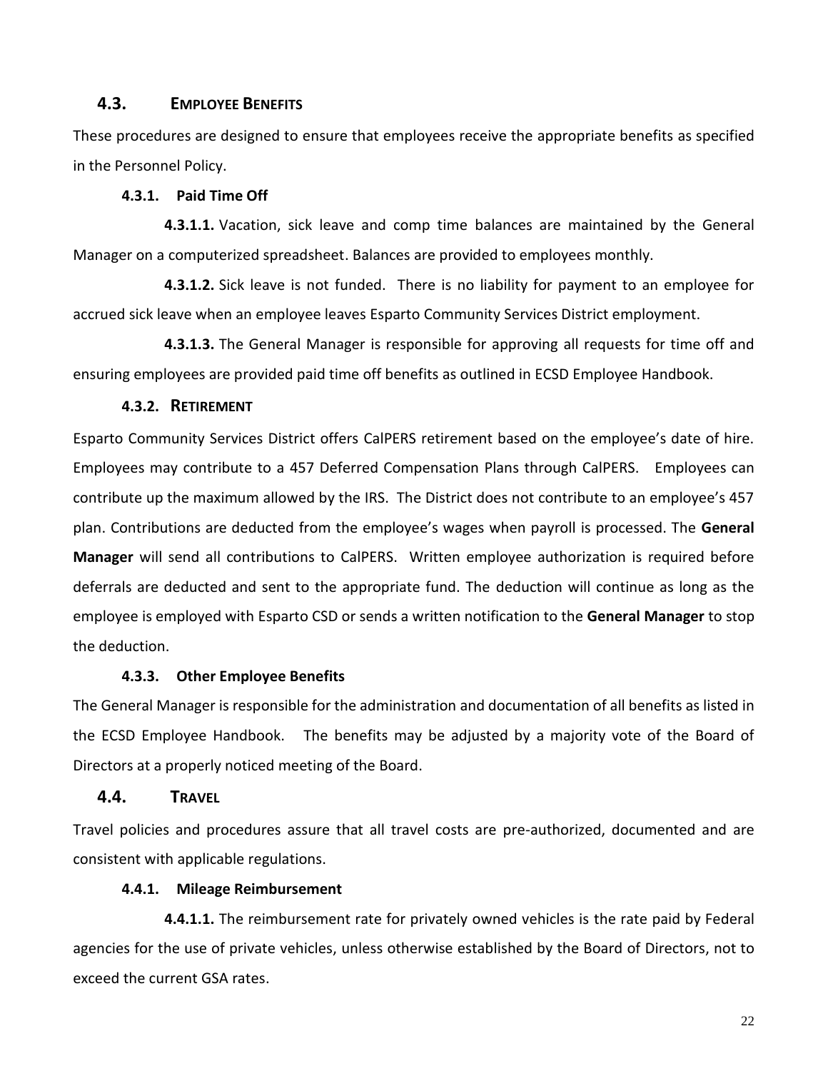## 4.3. EMPLOYEE BENEFITS

These procedures are designed to ensure that employees receive the appropriate benefits as specified in the Personnel Policy.

### 4.3.1. Paid Time Off

**4.3.1.1.** Vacation, sick leave and comp time balances are maintained by the General Manager on a computerized spreadsheet. Balances are provided to employees monthly.

**4.3.1.2.** Sick leave is not funded. There is no liability for payment to an employee for accrued sick leave when an employee leaves Esparto Community Services District employment.

**4.3.1.3.** The General Manager is responsible for approving all requests for time off and ensuring employees are provided paid time off benefits as outlined in ECSD Employee Handbook.

### 4.3.2. RETIREMENT

Esparto Community Services District offers CalPERS retirement based on the employee's date of hire. Employees may contribute to a 457 Deferred Compensation Plans through CalPERS. Employees can contribute up the maximum allowed by the IRS. The District does not contribute to an employee's 457 plan. Contributions are deducted from the employee's wages when payroll is processed. The **General Manager** will send all contributions to CalPERS. Written employee authorization is required before deferrals are deducted and sent to the appropriate fund. The deduction will continue as long as the employee is employed with Esparto CSD or sends a written notification to the **General Manager** to stop the deduction.

### 4.3.3. Other Employee Benefits

The General Manager is responsible for the administration and documentation of all benefits as listed in the ECSD Employee Handbook. The benefits may be adjusted by a majority vote of the Board of Directors at a properly noticed meeting of the Board.

## 4.4. TRAVEL

Travel policies and procedures assure that all travel costs are pre-authorized, documented and are consistent with applicable regulations.

### 4.4.1. Mileage Reimbursement

**4.4.1.1.** The reimbursement rate for privately owned vehicles is the rate paid by Federal agencies for the use of private vehicles, unless otherwise established by the Board of Directors, not to exceed the current GSA rates.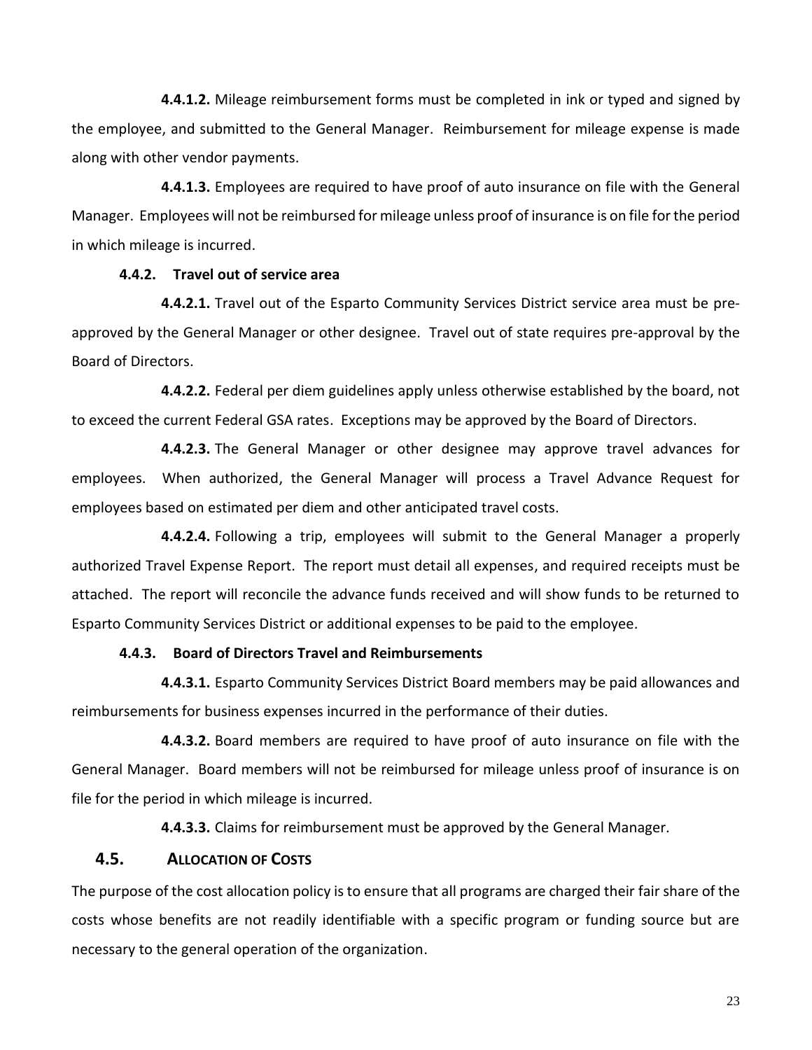**4.4.1.2.** Mileage reimbursement forms must be completed in ink or typed and signed by the employee, and submitted to the General Manager. Reimbursement for mileage expense is made along with other vendor payments.

**4.4.1.3.** Employees are required to have proof of auto insurance on file with the General Manager. Employees will not be reimbursed for mileage unless proof of insurance is on file for the period in which mileage is incurred.

#### 4.4.2. Travel out of service area

**4.4.2.1.** Travel out of the Esparto Community Services District service area must be pre-approved by the General Manager or other designee. Travel out of state requires pre-approval by the Board of Directors.

**4.4.2.2.** Federal per diem guidelines apply unless otherwise established by the board, not to exceed the current Federal GSA rates. Exceptions may be approved by the Board of Directors.

**4.4.2.3.** The General Manager or other designee may approve travel advances for employees. When authorized, the General Manager will process a Travel Advance Request for employees based on estimated per diem and other anticipated travel costs.

**4.4.2.4.** Following a trip, employees will submit to the General Manager a properly authorized Travel Expense Report. The report must detail all expenses, and required receipts must be attached. The report will reconcile the advance funds received and will show funds to be returned to Esparto Community Services District or additional expenses to be paid to the employee.

#### 4.4.3. Board of Directors Travel and Reimbursements

**4.4.3.1.** Esparto Community Services District Board members may be paid allowances and reimbursements for business expenses incurred in the performance of their duties.

**4.4.3.2.** Board members are required to have proof of auto insurance on file with the General Manager. Board members will not be reimbursed for mileage unless proof of insurance is on file for the period in which mileage is incurred.

**4.4.3.3.** Claims for reimbursement must be approved by the General Manager.

### 4.5. Allocation of Costs

The purpose of the cost allocation policy is to ensure that all programs are charged their fair share of the costs whose benefits are not readily identifiable with a specific program or funding source but are necessary to the general operation of the organization.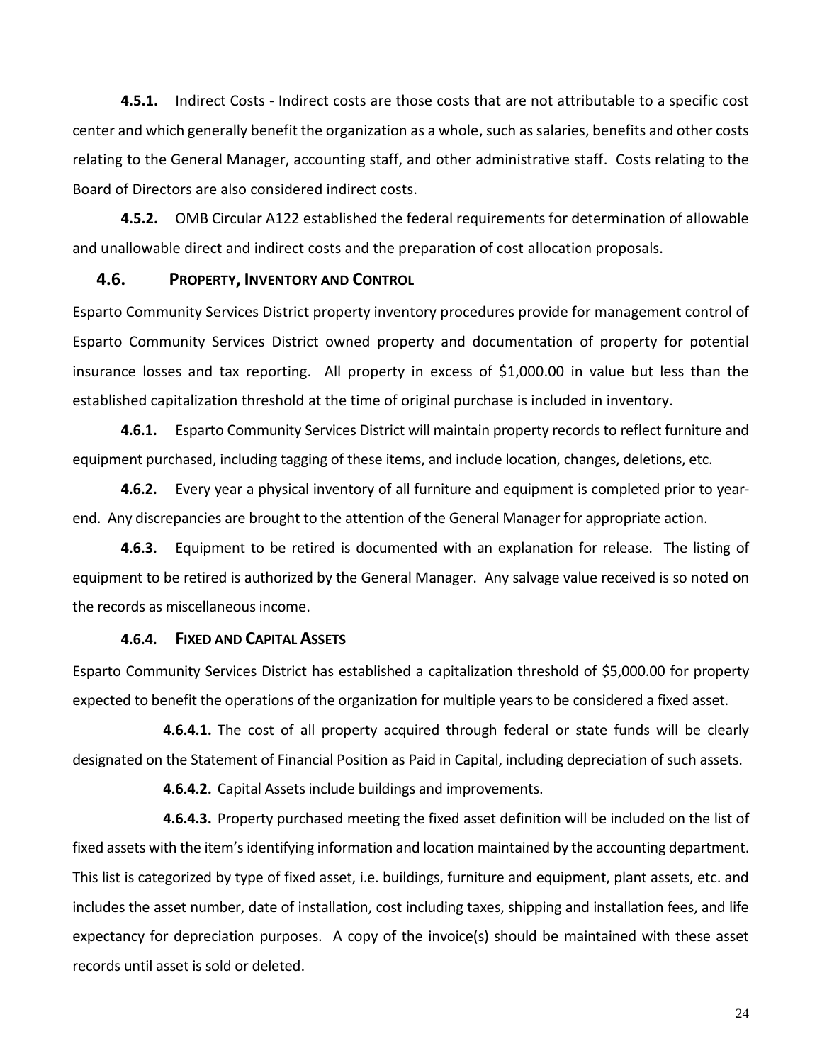**4.5.1.** Indirect Costs - Indirect costs are those costs that are not attributable to a specific cost center and which generally benefit the organization as a whole, such as salaries, benefits and other costs relating to the General Manager, accounting staff, and other administrative staff. Costs relating to the Board of Directors are also considered indirect costs.

**4.5.2.** OMB Circular A122 established the federal requirements for determination of allowable and unallowable direct and indirect costs and the preparation of cost allocation proposals.

## 4.6. PROPERTY, INVENTORY AND CONTROL

Esparto Community Services District property inventory procedures provide for management control of Esparto Community Services District owned property and documentation of property for potential insurance losses and tax reporting. All property in excess of $1,000.00 in value but less than the established capitalization threshold at the time of original purchase is included in inventory.

**4.6.1.** Esparto Community Services District will maintain property records to reflect furniture and equipment purchased, including tagging of these items, and include location, changes, deletions, etc.

**4.6.2.** Every year a physical inventory of all furniture and equipment is completed prior to year-end. Any discrepancies are brought to the attention of the General Manager for appropriate action.

**4.6.3.** Equipment to be retired is documented with an explanation for release. The listing of equipment to be retired is authorized by the General Manager. Any salvage value received is so noted on the records as miscellaneous income.

### 4.6.4. FIXED AND CAPITAL ASSETS

Esparto Community Services District has established a capitalization threshold of $5,000.00 for property expected to benefit the operations of the organization for multiple years to be considered a fixed asset.

**4.6.4.1.** The cost of all property acquired through federal or state funds will be clearly designated on the Statement of Financial Position as Paid in Capital, including depreciation of such assets.

**4.6.4.2.** Capital Assets include buildings and improvements.

**4.6.4.3.** Property purchased meeting the fixed asset definition will be included on the list of fixed assets with the item's identifying information and location maintained by the accounting department. This list is categorized by type of fixed asset, i.e. buildings, furniture and equipment, plant assets, etc. and includes the asset number, date of installation, cost including taxes, shipping and installation fees, and life expectancy for depreciation purposes. A copy of the invoice(s) should be maintained with these asset records until asset is sold or deleted.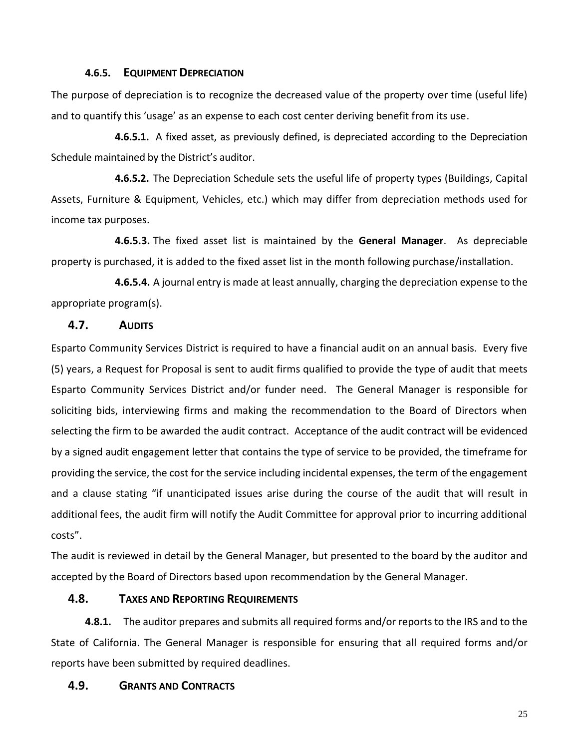#### 4.6.5. Equipment Depreciation

The purpose of depreciation is to recognize the decreased value of the property over time (useful life) and to quantify this 'usage' as an expense to each cost center deriving benefit from its use.

**4.6.5.1.** A fixed asset, as previously defined, is depreciated according to the Depreciation Schedule maintained by the District's auditor.

**4.6.5.2.** The Depreciation Schedule sets the useful life of property types (Buildings, Capital Assets, Furniture & Equipment, Vehicles, etc.) which may differ from depreciation methods used for income tax purposes.

**4.6.5.3.** The fixed asset list is maintained by the **General Manager**. As depreciable property is purchased, it is added to the fixed asset list in the month following purchase/installation.

**4.6.5.4.** A journal entry is made at least annually, charging the depreciation expense to the appropriate program(s).

### 4.7. Audits

Esparto Community Services District is required to have a financial audit on an annual basis. Every five (5) years, a Request for Proposal is sent to audit firms qualified to provide the type of audit that meets Esparto Community Services District and/or funder need. The General Manager is responsible for soliciting bids, interviewing firms and making the recommendation to the Board of Directors when selecting the firm to be awarded the audit contract. Acceptance of the audit contract will be evidenced by a signed audit engagement letter that contains the type of service to be provided, the timeframe for providing the service, the cost for the service including incidental expenses, the term of the engagement and a clause stating "if unanticipated issues arise during the course of the audit that will result in additional fees, the audit firm will notify the Audit Committee for approval prior to incurring additional costs".

The audit is reviewed in detail by the General Manager, but presented to the board by the auditor and accepted by the Board of Directors based upon recommendation by the General Manager.

### 4.8. Taxes and Reporting Requirements

**4.8.1.** The auditor prepares and submits all required forms and/or reports to the IRS and to the State of California. The General Manager is responsible for ensuring that all required forms and/or reports have been submitted by required deadlines.

### 4.9. Grants and Contracts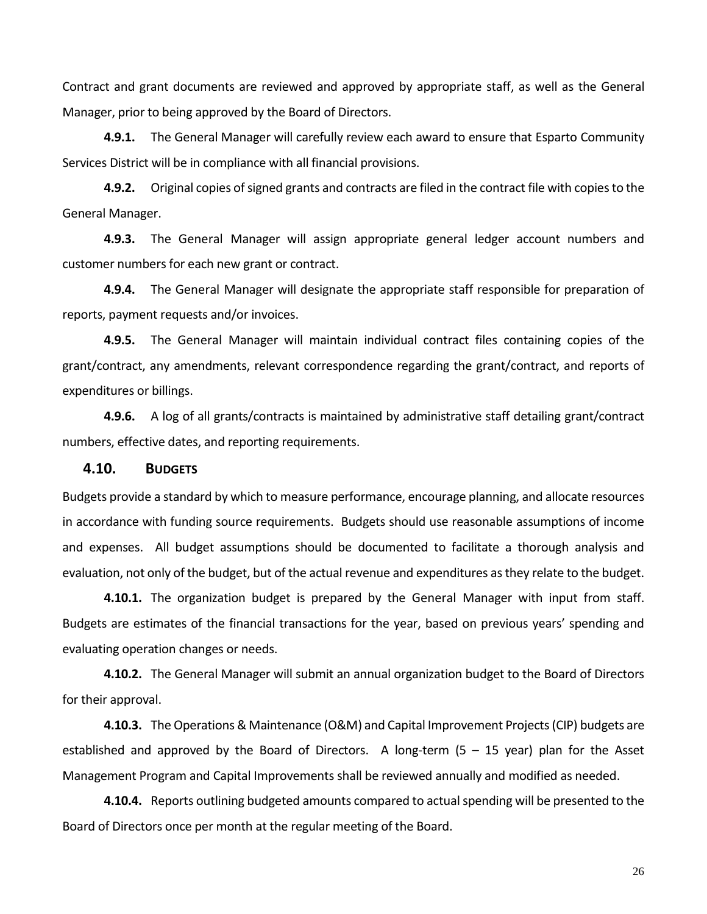Contract and grant documents are reviewed and approved by appropriate staff, as well as the General Manager, prior to being approved by the Board of Directors.

**4.9.1.** The General Manager will carefully review each award to ensure that Esparto Community Services District will be in compliance with all financial provisions.

**4.9.2.** Original copies of signed grants and contracts are filed in the contract file with copies to the General Manager.

**4.9.3.** The General Manager will assign appropriate general ledger account numbers and customer numbers for each new grant or contract.

**4.9.4.** The General Manager will designate the appropriate staff responsible for preparation of reports, payment requests and/or invoices.

**4.9.5.** The General Manager will maintain individual contract files containing copies of the grant/contract, any amendments, relevant correspondence regarding the grant/contract, and reports of expenditures or billings.

**4.9.6.** A log of all grants/contracts is maintained by administrative staff detailing grant/contract numbers, effective dates, and reporting requirements.

## 4.10. BUDGETS

Budgets provide a standard by which to measure performance, encourage planning, and allocate resources in accordance with funding source requirements. Budgets should use reasonable assumptions of income and expenses. All budget assumptions should be documented to facilitate a thorough analysis and evaluation, not only of the budget, but of the actual revenue and expenditures as they relate to the budget.

**4.10.1.** The organization budget is prepared by the General Manager with input from staff. Budgets are estimates of the financial transactions for the year, based on previous years' spending and evaluating operation changes or needs.

**4.10.2.** The General Manager will submit an annual organization budget to the Board of Directors for their approval.

**4.10.3.** The Operations & Maintenance (O&M) and Capital Improvement Projects (CIP) budgets are established and approved by the Board of Directors. A long-term (5 – 15 year) plan for the Asset Management Program and Capital Improvements shall be reviewed annually and modified as needed.

**4.10.4.** Reports outlining budgeted amounts compared to actual spending will be presented to the Board of Directors once per month at the regular meeting of the Board.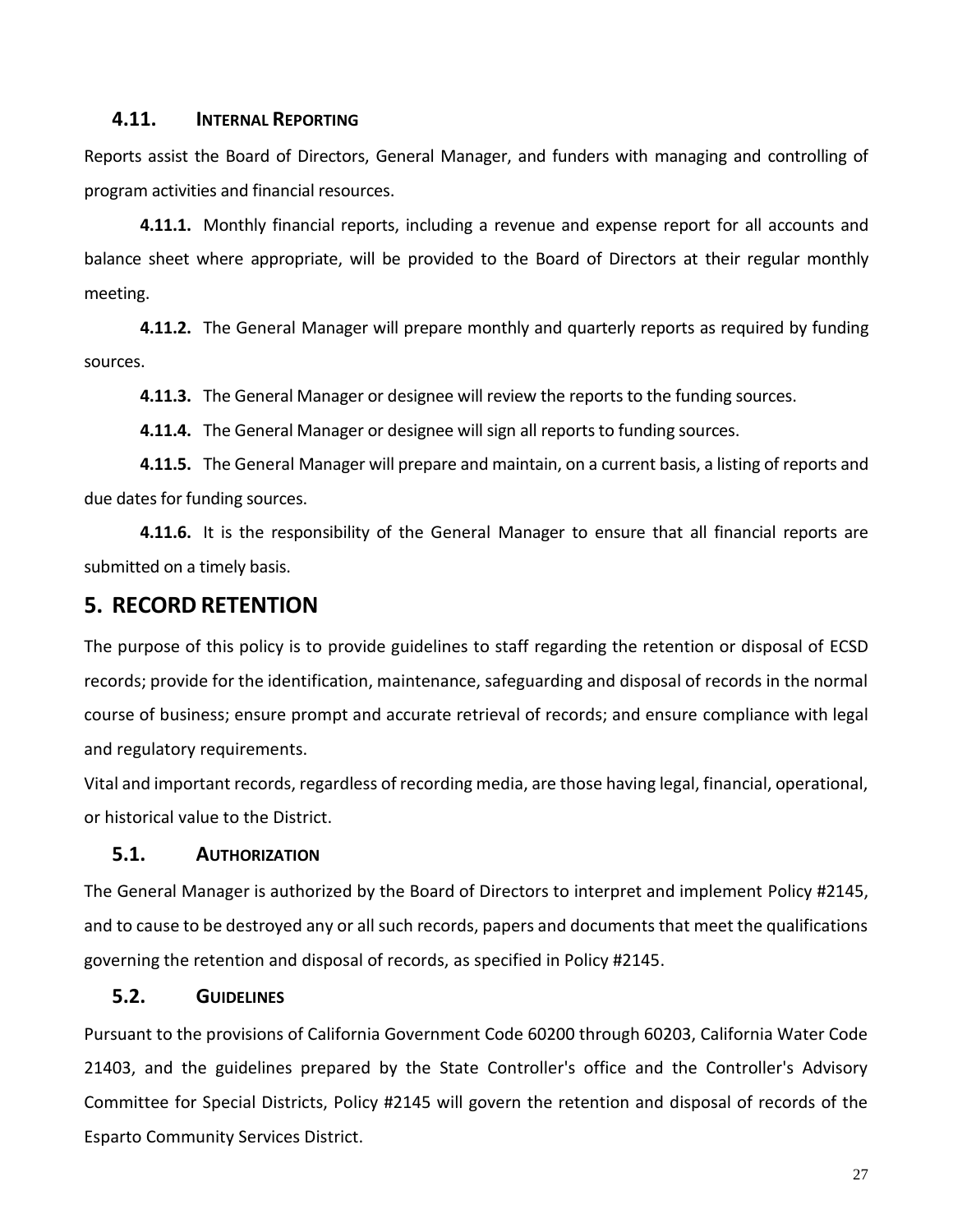### 4.11. Internal Reporting

Reports assist the Board of Directors, General Manager, and funders with managing and controlling of program activities and financial resources.

**4.11.1.** Monthly financial reports, including a revenue and expense report for all accounts and balance sheet where appropriate, will be provided to the Board of Directors at their regular monthly meeting.

**4.11.2.** The General Manager will prepare monthly and quarterly reports as required by funding sources.

**4.11.3.** The General Manager or designee will review the reports to the funding sources.

**4.11.4.** The General Manager or designee will sign all reports to funding sources.

**4.11.5.** The General Manager will prepare and maintain, on a current basis, a listing of reports and due dates for funding sources.

**4.11.6.** It is the responsibility of the General Manager to ensure that all financial reports are submitted on a timely basis.

## 5. RECORD RETENTION

The purpose of this policy is to provide guidelines to staff regarding the retention or disposal of ECSD records; provide for the identification, maintenance, safeguarding and disposal of records in the normal course of business; ensure prompt and accurate retrieval of records; and ensure compliance with legal and regulatory requirements.

Vital and important records, regardless of recording media, are those having legal, financial, operational, or historical value to the District.

### 5.1. Authorization

The General Manager is authorized by the Board of Directors to interpret and implement Policy #2145, and to cause to be destroyed any or all such records, papers and documents that meet the qualifications governing the retention and disposal of records, as specified in Policy #2145.

### 5.2. Guidelines

Pursuant to the provisions of California Government Code 60200 through 60203, California Water Code 21403, and the guidelines prepared by the State Controller's office and the Controller's Advisory Committee for Special Districts, Policy #2145 will govern the retention and disposal of records of the Esparto Community Services District.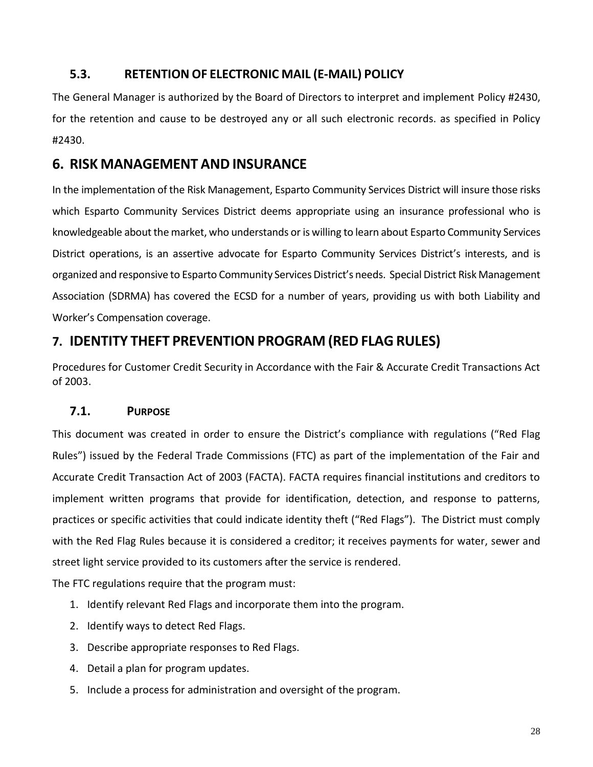### 5.3. RETENTION OF ELECTRONIC MAIL (E-MAIL) POLICY

The General Manager is authorized by the Board of Directors to interpret and implement Policy #2430, for the retention and cause to be destroyed any or all such electronic records. as specified in Policy #2430.

## 6. RISK MANAGEMENT AND INSURANCE

In the implementation of the Risk Management, Esparto Community Services District will insure those risks which Esparto Community Services District deems appropriate using an insurance professional who is knowledgeable about the market, who understands or is willing to learn about Esparto Community Services District operations, is an assertive advocate for Esparto Community Services District's interests, and is organized and responsive to Esparto Community Services District's needs. Special District Risk Management Association (SDRMA) has covered the ECSD for a number of years, providing us with both Liability and Worker's Compensation coverage.

## 7. IDENTITY THEFT PREVENTION PROGRAM (RED FLAG RULES)

Procedures for Customer Credit Security in Accordance with the Fair & Accurate Credit Transactions Act of 2003.

### 7.1. PURPOSE

This document was created in order to ensure the District's compliance with regulations ("Red Flag Rules") issued by the Federal Trade Commissions (FTC) as part of the implementation of the Fair and Accurate Credit Transaction Act of 2003 (FACTA). FACTA requires financial institutions and creditors to implement written programs that provide for identification, detection, and response to patterns, practices or specific activities that could indicate identity theft ("Red Flags"). The District must comply with the Red Flag Rules because it is considered a creditor; it receives payments for water, sewer and street light service provided to its customers after the service is rendered.

The FTC regulations require that the program must:

1. Identify relevant Red Flags and incorporate them into the program.
2. Identify ways to detect Red Flags.
3. Describe appropriate responses to Red Flags.
4. Detail a plan for program updates.
5. Include a process for administration and oversight of the program.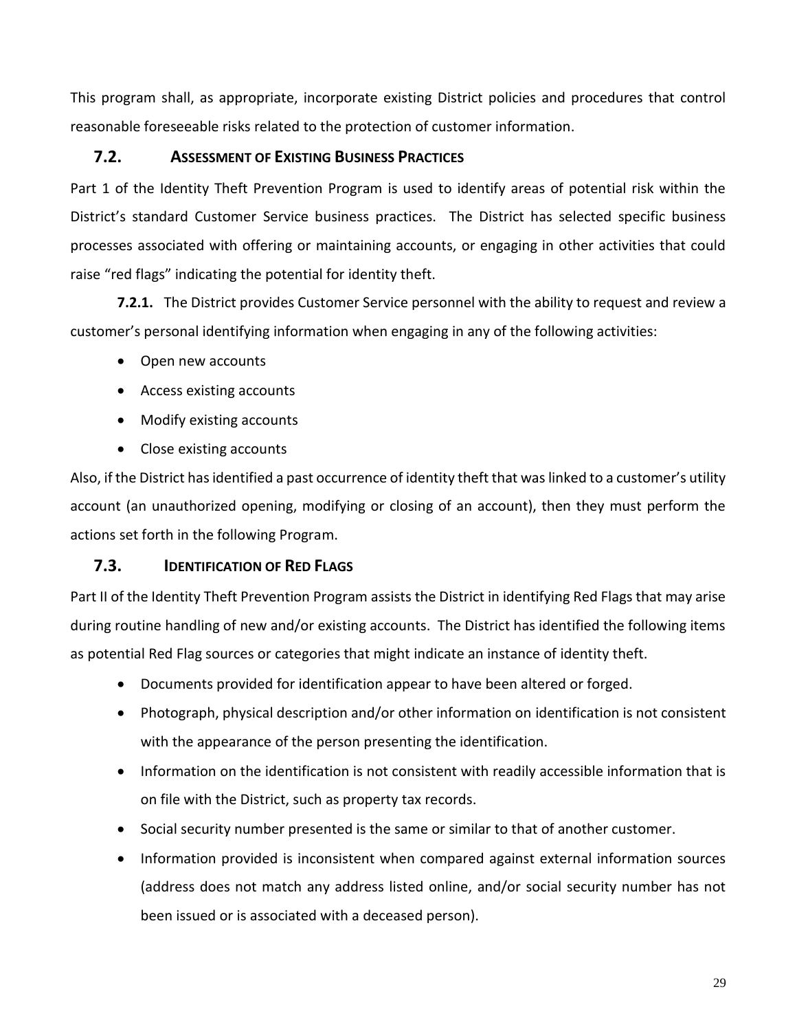This program shall, as appropriate, incorporate existing District policies and procedures that control reasonable foreseeable risks related to the protection of customer information.

## 7.2. Assessment of Existing Business Practices

Part 1 of the Identity Theft Prevention Program is used to identify areas of potential risk within the District's standard Customer Service business practices. The District has selected specific business processes associated with offering or maintaining accounts, or engaging in other activities that could raise "red flags" indicating the potential for identity theft.

**7.2.1.** The District provides Customer Service personnel with the ability to request and review a customer's personal identifying information when engaging in any of the following activities:

- Open new accounts
- Access existing accounts
- Modify existing accounts
- Close existing accounts

Also, if the District has identified a past occurrence of identity theft that was linked to a customer's utility account (an unauthorized opening, modifying or closing of an account), then they must perform the actions set forth in the following Program.

## 7.3. Identification of Red Flags

Part II of the Identity Theft Prevention Program assists the District in identifying Red Flags that may arise during routine handling of new and/or existing accounts. The District has identified the following items as potential Red Flag sources or categories that might indicate an instance of identity theft.

- Documents provided for identification appear to have been altered or forged.
- Photograph, physical description and/or other information on identification is not consistent with the appearance of the person presenting the identification.
- Information on the identification is not consistent with readily accessible information that is on file with the District, such as property tax records.
- Social security number presented is the same or similar to that of another customer.
- Information provided is inconsistent when compared against external information sources (address does not match any address listed online, and/or social security number has not been issued or is associated with a deceased person).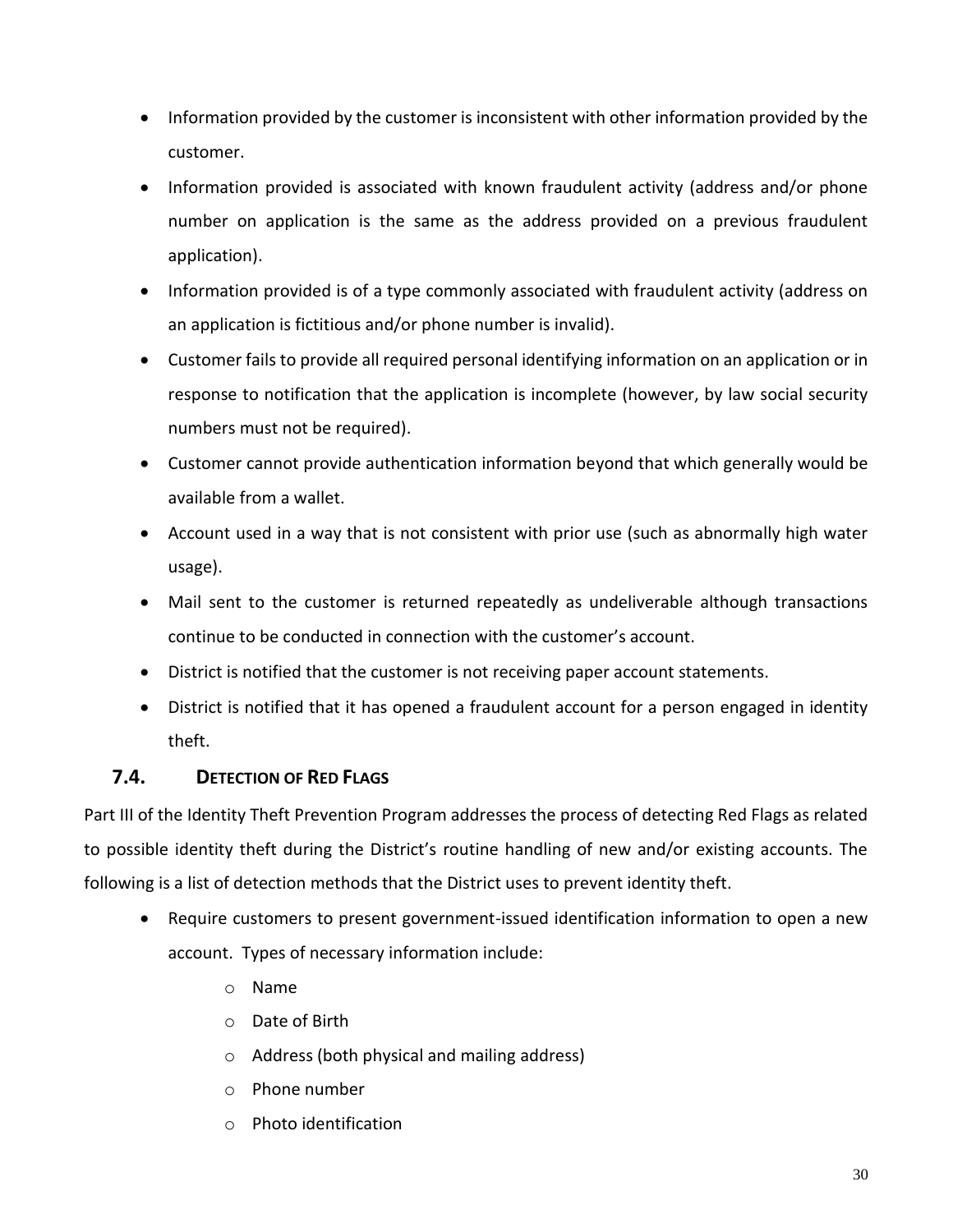- Information provided by the customer is inconsistent with other information provided by the customer.
- Information provided is associated with known fraudulent activity (address and/or phone number on application is the same as the address provided on a previous fraudulent application).
- Information provided is of a type commonly associated with fraudulent activity (address on an application is fictitious and/or phone number is invalid).
- Customer fails to provide all required personal identifying information on an application or in response to notification that the application is incomplete (however, by law social security numbers must not be required).
- Customer cannot provide authentication information beyond that which generally would be available from a wallet.
- Account used in a way that is not consistent with prior use (such as abnormally high water usage).
- Mail sent to the customer is returned repeatedly as undeliverable although transactions continue to be conducted in connection with the customer's account.
- District is notified that the customer is not receiving paper account statements.
- District is notified that it has opened a fraudulent account for a person engaged in identity theft.

### 7.4. DETECTION OF RED FLAGS

Part III of the Identity Theft Prevention Program addresses the process of detecting Red Flags as related to possible identity theft during the District's routine handling of new and/or existing accounts. The following is a list of detection methods that the District uses to prevent identity theft.

- Require customers to present government-issued identification information to open a new account. Types of necessary information include:
  - Name
  - Date of Birth
  - Address (both physical and mailing address)
  - Phone number
  - Photo identification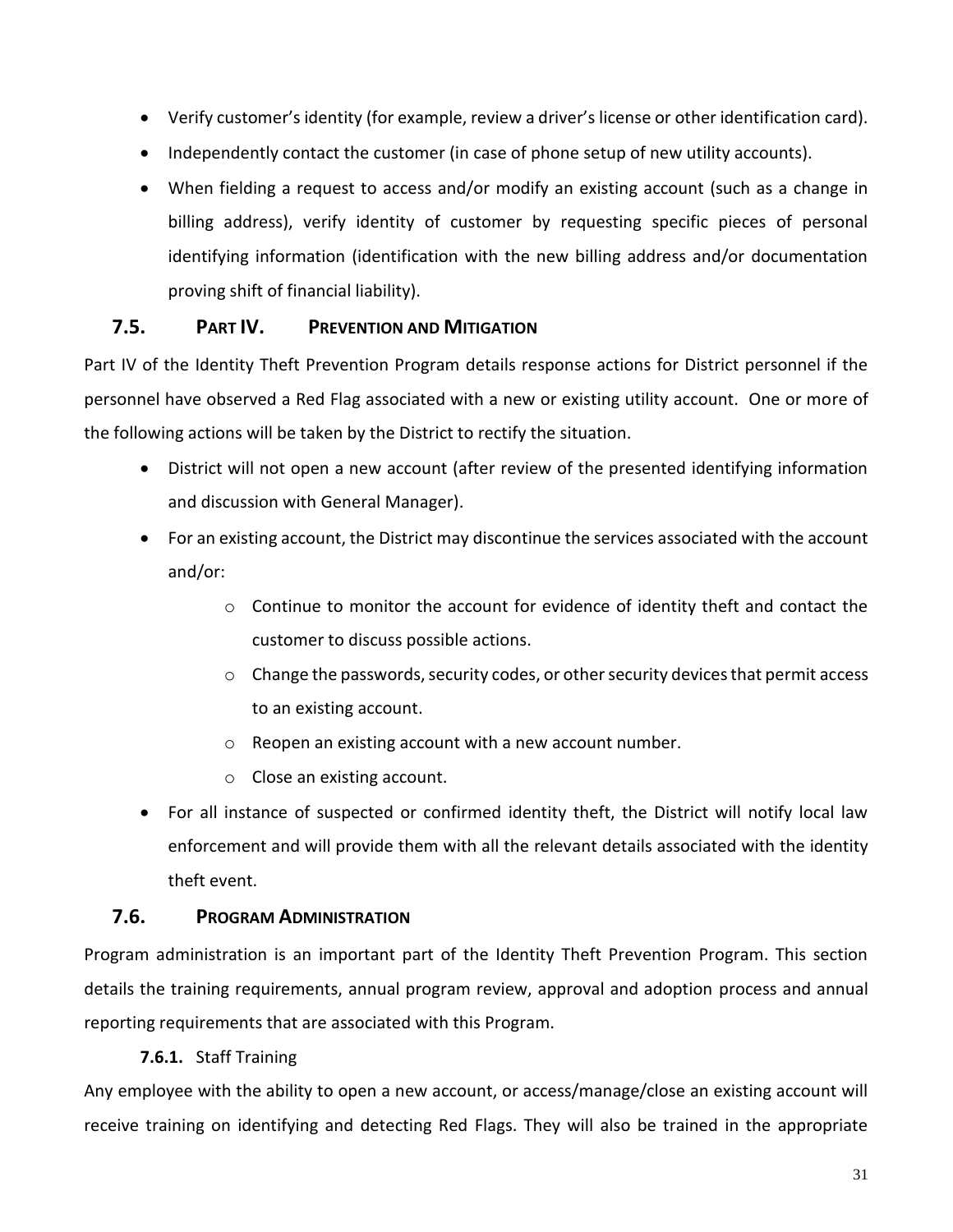- Verify customer's identity (for example, review a driver's license or other identification card).
- Independently contact the customer (in case of phone setup of new utility accounts).
- When fielding a request to access and/or modify an existing account (such as a change in billing address), verify identity of customer by requesting specific pieces of personal identifying information (identification with the new billing address and/or documentation proving shift of financial liability).

## 7.5. Part IV. Prevention and Mitigation

Part IV of the Identity Theft Prevention Program details response actions for District personnel if the personnel have observed a Red Flag associated with a new or existing utility account. One or more of the following actions will be taken by the District to rectify the situation.

- District will not open a new account (after review of the presented identifying information and discussion with General Manager).
- For an existing account, the District may discontinue the services associated with the account and/or:
  - Continue to monitor the account for evidence of identity theft and contact the customer to discuss possible actions.
  - Change the passwords, security codes, or other security devices that permit access to an existing account.
  - Reopen an existing account with a new account number.
  - Close an existing account.
- For all instance of suspected or confirmed identity theft, the District will notify local law enforcement and will provide them with all the relevant details associated with the identity theft event.

## 7.6. Program Administration

Program administration is an important part of the Identity Theft Prevention Program. This section details the training requirements, annual program review, approval and adoption process and annual reporting requirements that are associated with this Program.

### 7.6.1. Staff Training

Any employee with the ability to open a new account, or access/manage/close an existing account will receive training on identifying and detecting Red Flags. They will also be trained in the appropriate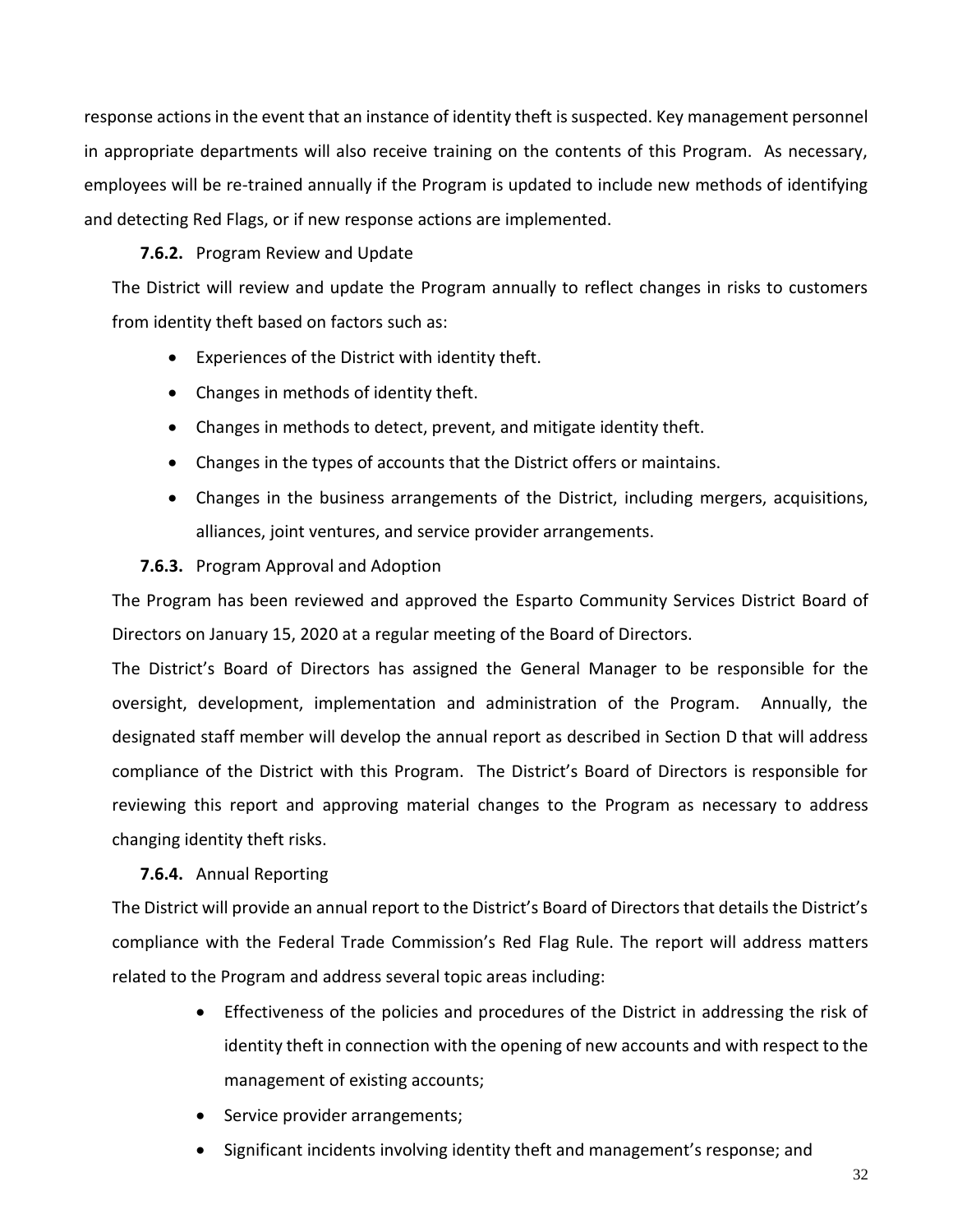response actions in the event that an instance of identity theft is suspected. Key management personnel in appropriate departments will also receive training on the contents of this Program. As necessary, employees will be re-trained annually if the Program is updated to include new methods of identifying and detecting Red Flags, or if new response actions are implemented.

**7.6.2.** Program Review and Update

The District will review and update the Program annually to reflect changes in risks to customers from identity theft based on factors such as:

- Experiences of the District with identity theft.
- Changes in methods of identity theft.
- Changes in methods to detect, prevent, and mitigate identity theft.
- Changes in the types of accounts that the District offers or maintains.
- Changes in the business arrangements of the District, including mergers, acquisitions, alliances, joint ventures, and service provider arrangements.

**7.6.3.** Program Approval and Adoption

The Program has been reviewed and approved the Esparto Community Services District Board of Directors on January 15, 2020 at a regular meeting of the Board of Directors.

The District's Board of Directors has assigned the General Manager to be responsible for the oversight, development, implementation and administration of the Program. Annually, the designated staff member will develop the annual report as described in Section D that will address compliance of the District with this Program. The District's Board of Directors is responsible for reviewing this report and approving material changes to the Program as necessary to address changing identity theft risks.

**7.6.4.** Annual Reporting

The District will provide an annual report to the District's Board of Directors that details the District's compliance with the Federal Trade Commission's Red Flag Rule. The report will address matters related to the Program and address several topic areas including:

- Effectiveness of the policies and procedures of the District in addressing the risk of identity theft in connection with the opening of new accounts and with respect to the management of existing accounts;
- Service provider arrangements;
- Significant incidents involving identity theft and management's response; and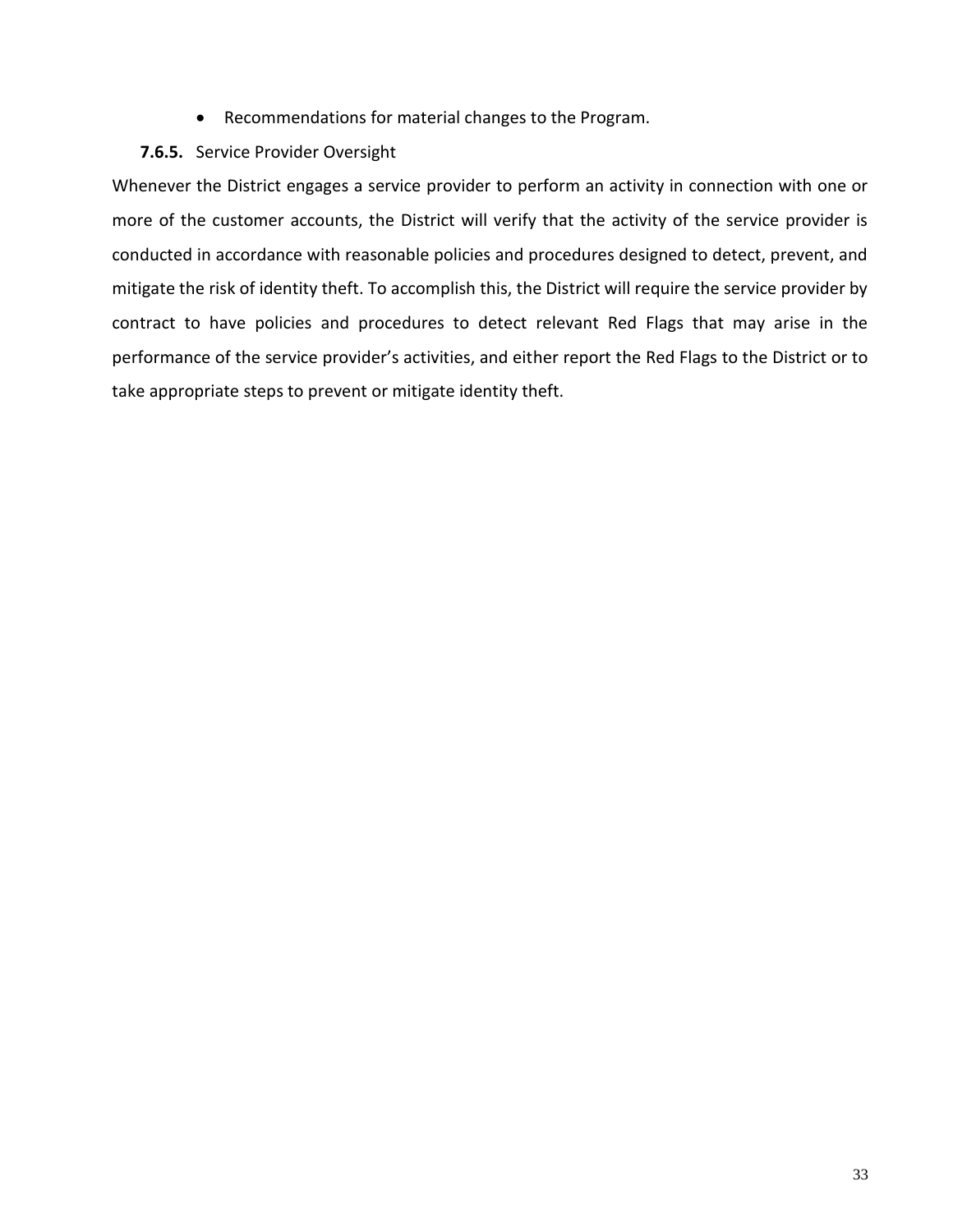- Recommendations for material changes to the Program.

**7.6.5.** Service Provider Oversight

Whenever the District engages a service provider to perform an activity in connection with one or more of the customer accounts, the District will verify that the activity of the service provider is conducted in accordance with reasonable policies and procedures designed to detect, prevent, and mitigate the risk of identity theft. To accomplish this, the District will require the service provider by contract to have policies and procedures to detect relevant Red Flags that may arise in the performance of the service provider's activities, and either report the Red Flags to the District or to take appropriate steps to prevent or mitigate identity theft.